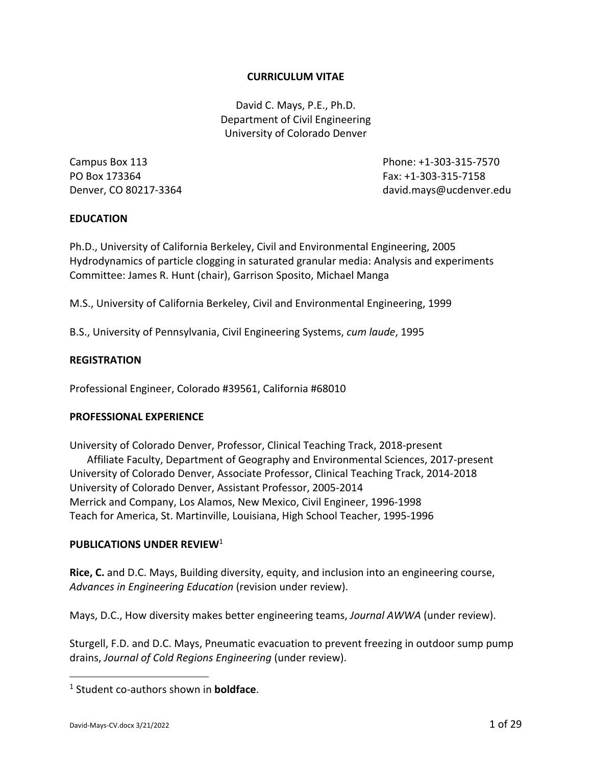# CURRICULUM VITAE

David C. Mays, P.E., Ph.D.
Department of Civil Engineering
University of Colorado Denver

Campus Box 113
PO Box 173364
Denver, CO 80217-3364

Phone: +1-303-315-7570
Fax: +1-303-315-7158
david.mays@ucdenver.edu

## EDUCATION

Ph.D., University of California Berkeley, Civil and Environmental Engineering, 2005
Hydrodynamics of particle clogging in saturated granular media: Analysis and experiments
Committee: James R. Hunt (chair), Garrison Sposito, Michael Manga

M.S., University of California Berkeley, Civil and Environmental Engineering, 1999

B.S., University of Pennsylvania, Civil Engineering Systems, *cum laude*, 1995

## REGISTRATION

Professional Engineer, Colorado #39561, California #68010

## PROFESSIONAL EXPERIENCE

University of Colorado Denver, Professor, Clinical Teaching Track, 2018-present
  Affiliate Faculty, Department of Geography and Environmental Sciences, 2017-present
University of Colorado Denver, Associate Professor, Clinical Teaching Track, 2014-2018
University of Colorado Denver, Assistant Professor, 2005-2014
Merrick and Company, Los Alamos, New Mexico, Civil Engineer, 1996-1998
Teach for America, St. Martinville, Louisiana, High School Teacher, 1995-1996

## PUBLICATIONS UNDER REVIEW[1]

**Rice, C.** and D.C. Mays, Building diversity, equity, and inclusion into an engineering course, *Advances in Engineering Education* (revision under review).

Mays, D.C., How diversity makes better engineering teams, *Journal AWWA* (under review).

Sturgell, F.D. and D.C. Mays, Pneumatic evacuation to prevent freezing in outdoor sump pump drains, *Journal of Cold Regions Engineering* (under review).

[1] Student co-authors shown in **boldface**.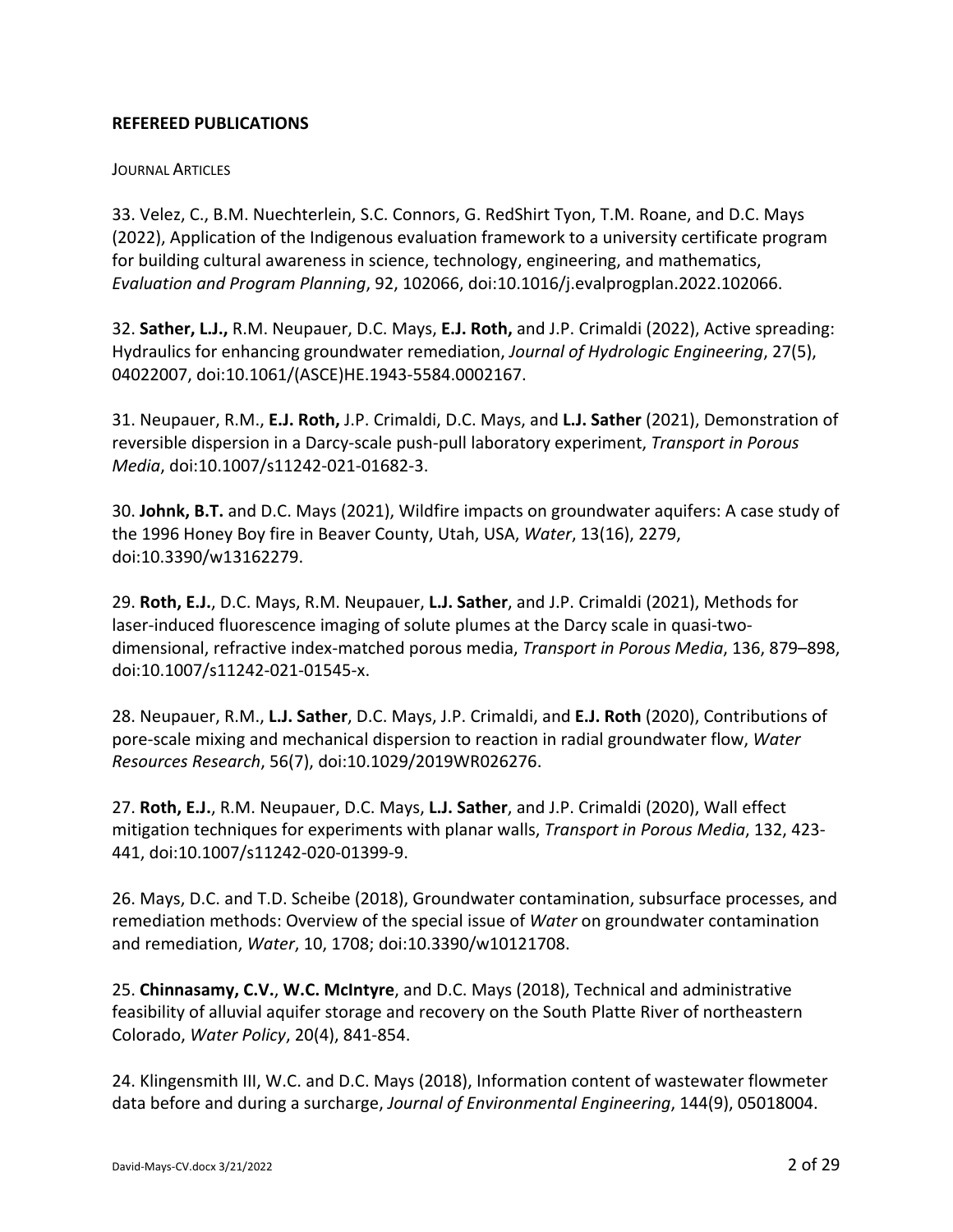## REFEREED PUBLICATIONS

JOURNAL ARTICLES

33. Velez, C., B.M. Nuechterlein, S.C. Connors, G. RedShirt Tyon, T.M. Roane, and D.C. Mays (2022), Application of the Indigenous evaluation framework to a university certificate program for building cultural awareness in science, technology, engineering, and mathematics, *Evaluation and Program Planning*, 92, 102066, doi:10.1016/j.evalprogplan.2022.102066.

32. **Sather, L.J.,** R.M. Neupauer, D.C. Mays, **E.J. Roth,** and J.P. Crimaldi (2022), Active spreading: Hydraulics for enhancing groundwater remediation, *Journal of Hydrologic Engineering*, 27(5), 04022007, doi:10.1061/(ASCE)HE.1943-5584.0002167.

31. Neupauer, R.M., **E.J. Roth,** J.P. Crimaldi, D.C. Mays, and **L.J. Sather** (2021), Demonstration of reversible dispersion in a Darcy-scale push-pull laboratory experiment, *Transport in Porous Media*, doi:10.1007/s11242-021-01682-3.

30. **Johnk, B.T.** and D.C. Mays (2021), Wildfire impacts on groundwater aquifers: A case study of the 1996 Honey Boy fire in Beaver County, Utah, USA, *Water*, 13(16), 2279, doi:10.3390/w13162279.

29. **Roth, E.J.**, D.C. Mays, R.M. Neupauer, **L.J. Sather**, and J.P. Crimaldi (2021), Methods for laser-induced fluorescence imaging of solute plumes at the Darcy scale in quasi-two-dimensional, refractive index-matched porous media, *Transport in Porous Media*, 136, 879–898, doi:10.1007/s11242-021-01545-x.

28. Neupauer, R.M., **L.J. Sather**, D.C. Mays, J.P. Crimaldi, and **E.J. Roth** (2020), Contributions of pore-scale mixing and mechanical dispersion to reaction in radial groundwater flow, *Water Resources Research*, 56(7), doi:10.1029/2019WR026276.

27. **Roth, E.J.**, R.M. Neupauer, D.C. Mays, **L.J. Sather**, and J.P. Crimaldi (2020), Wall effect mitigation techniques for experiments with planar walls, *Transport in Porous Media*, 132, 423-441, doi:10.1007/s11242-020-01399-9.

26. Mays, D.C. and T.D. Scheibe (2018), Groundwater contamination, subsurface processes, and remediation methods: Overview of the special issue of *Water* on groundwater contamination and remediation, *Water*, 10, 1708; doi:10.3390/w10121708.

25. **Chinnasamy, C.V.**, **W.C. McIntyre**, and D.C. Mays (2018), Technical and administrative feasibility of alluvial aquifer storage and recovery on the South Platte River of northeastern Colorado, *Water Policy*, 20(4), 841-854.

24. Klingensmith III, W.C. and D.C. Mays (2018), Information content of wastewater flowmeter data before and during a surcharge, *Journal of Environmental Engineering*, 144(9), 05018004.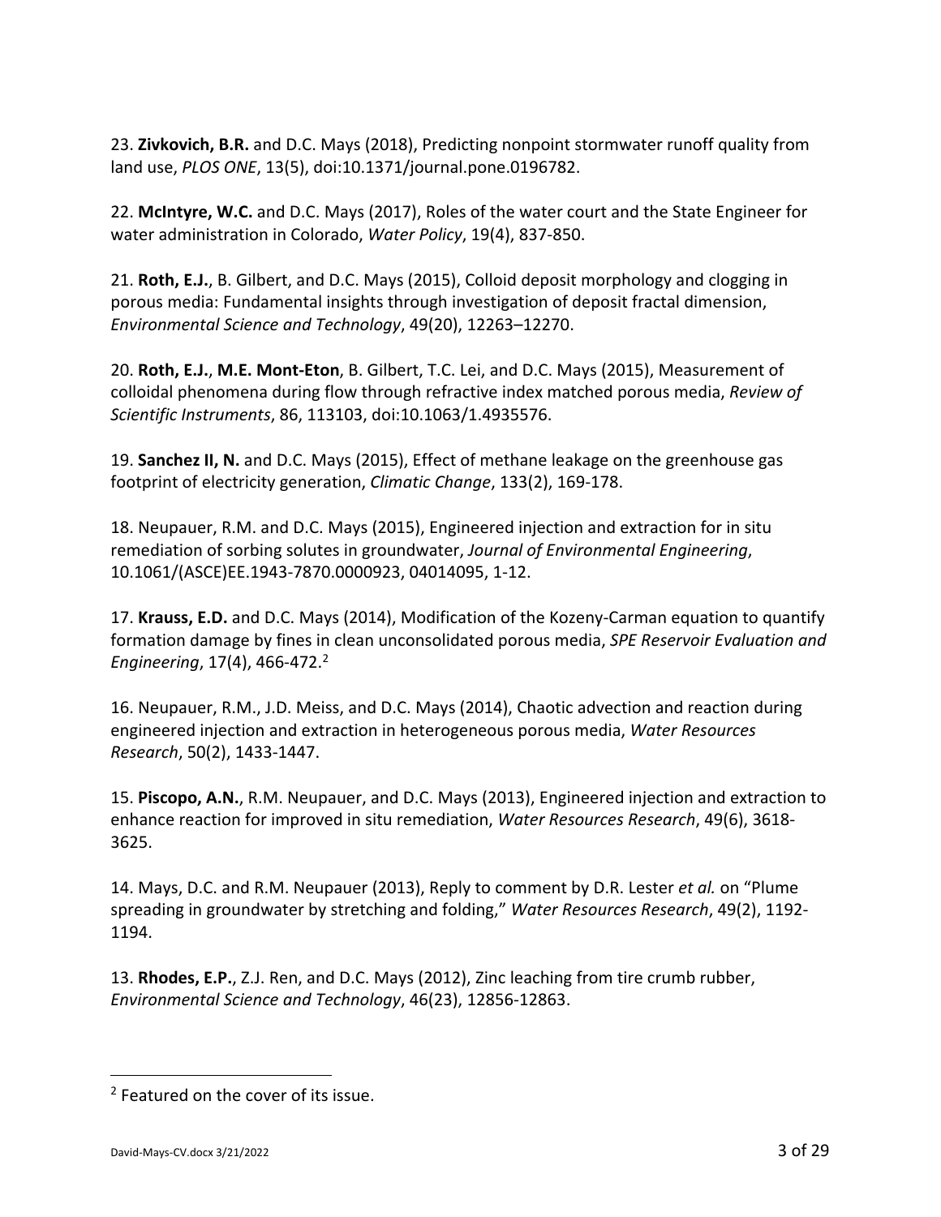23. **Zivkovich, B.R.** and D.C. Mays (2018), Predicting nonpoint stormwater runoff quality from land use, *PLOS ONE*, 13(5), doi:10.1371/journal.pone.0196782.

22. **McIntyre, W.C.** and D.C. Mays (2017), Roles of the water court and the State Engineer for water administration in Colorado, *Water Policy*, 19(4), 837-850.

21. **Roth, E.J.**, B. Gilbert, and D.C. Mays (2015), Colloid deposit morphology and clogging in porous media: Fundamental insights through investigation of deposit fractal dimension, *Environmental Science and Technology*, 49(20), 12263–12270.

20. **Roth, E.J.**, **M.E. Mont-Eton**, B. Gilbert, T.C. Lei, and D.C. Mays (2015), Measurement of colloidal phenomena during flow through refractive index matched porous media, *Review of Scientific Instruments*, 86, 113103, doi:10.1063/1.4935576.

19. **Sanchez II, N.** and D.C. Mays (2015), Effect of methane leakage on the greenhouse gas footprint of electricity generation, *Climatic Change*, 133(2), 169-178.

18. Neupauer, R.M. and D.C. Mays (2015), Engineered injection and extraction for in situ remediation of sorbing solutes in groundwater, *Journal of Environmental Engineering*, 10.1061/(ASCE)EE.1943-7870.0000923, 04014095, 1-12.

17. **Krauss, E.D.** and D.C. Mays (2014), Modification of the Kozeny-Carman equation to quantify formation damage by fines in clean unconsolidated porous media, *SPE Reservoir Evaluation and Engineering*, 17(4), 466-472.[2]

16. Neupauer, R.M., J.D. Meiss, and D.C. Mays (2014), Chaotic advection and reaction during engineered injection and extraction in heterogeneous porous media, *Water Resources Research*, 50(2), 1433-1447.

15. **Piscopo, A.N.**, R.M. Neupauer, and D.C. Mays (2013), Engineered injection and extraction to enhance reaction for improved in situ remediation, *Water Resources Research*, 49(6), 3618-3625.

14. Mays, D.C. and R.M. Neupauer (2013), Reply to comment by D.R. Lester *et al.* on "Plume spreading in groundwater by stretching and folding," *Water Resources Research*, 49(2), 1192-1194.

13. **Rhodes, E.P.**, Z.J. Ren, and D.C. Mays (2012), Zinc leaching from tire crumb rubber, *Environmental Science and Technology*, 46(23), 12856-12863.

---

[2] Featured on the cover of its issue.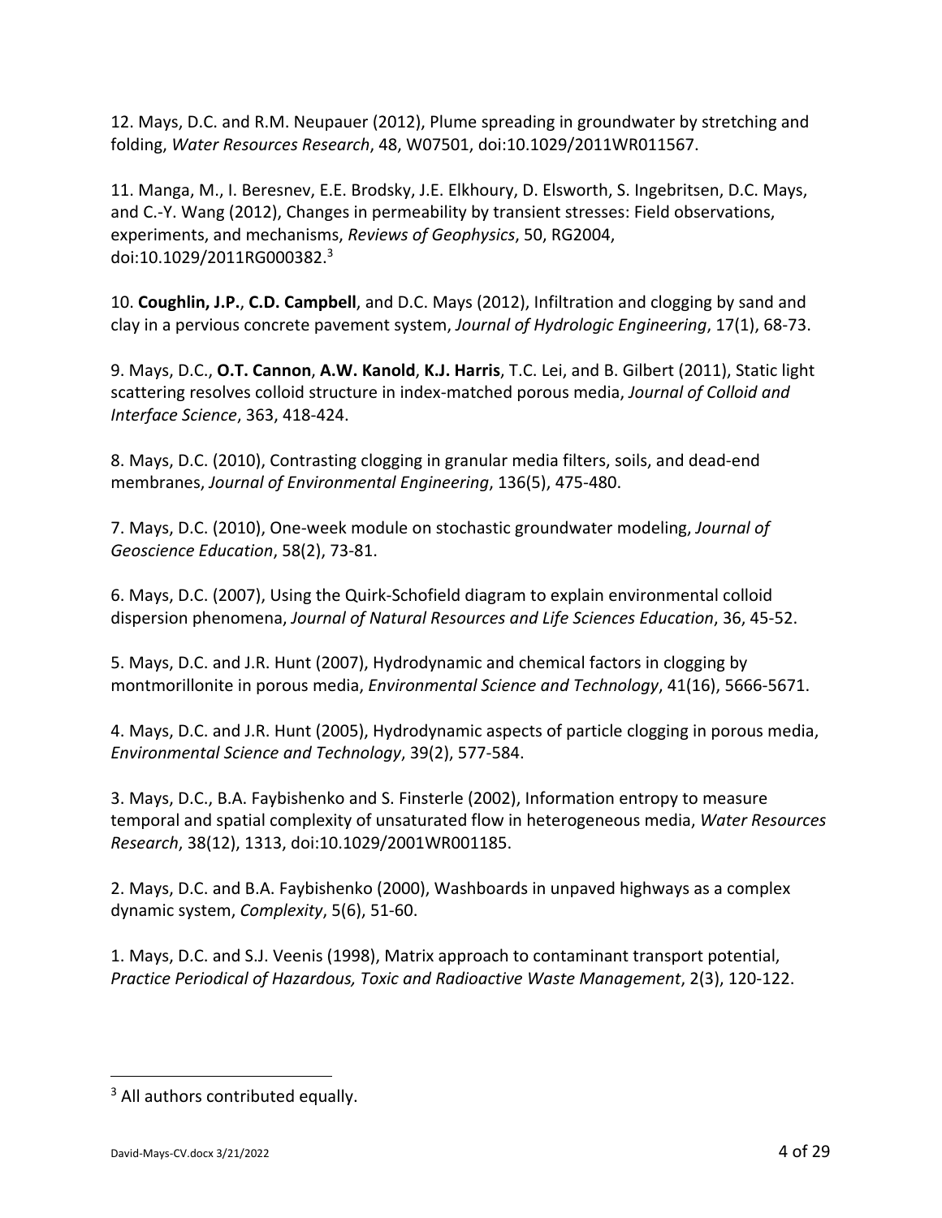12. Mays, D.C. and R.M. Neupauer (2012), Plume spreading in groundwater by stretching and folding, *Water Resources Research*, 48, W07501, doi:10.1029/2011WR011567.

11. Manga, M., I. Beresnev, E.E. Brodsky, J.E. Elkhoury, D. Elsworth, S. Ingebritsen, D.C. Mays, and C.-Y. Wang (2012), Changes in permeability by transient stresses: Field observations, experiments, and mechanisms, *Reviews of Geophysics*, 50, RG2004, doi:10.1029/2011RG000382.[3]

10. **Coughlin, J.P.**, **C.D. Campbell**, and D.C. Mays (2012), Infiltration and clogging by sand and clay in a pervious concrete pavement system, *Journal of Hydrologic Engineering*, 17(1), 68-73.

9. Mays, D.C., **O.T. Cannon**, **A.W. Kanold**, **K.J. Harris**, T.C. Lei, and B. Gilbert (2011), Static light scattering resolves colloid structure in index-matched porous media, *Journal of Colloid and Interface Science*, 363, 418-424.

8. Mays, D.C. (2010), Contrasting clogging in granular media filters, soils, and dead-end membranes, *Journal of Environmental Engineering*, 136(5), 475-480.

7. Mays, D.C. (2010), One-week module on stochastic groundwater modeling, *Journal of Geoscience Education*, 58(2), 73-81.

6. Mays, D.C. (2007), Using the Quirk-Schofield diagram to explain environmental colloid dispersion phenomena, *Journal of Natural Resources and Life Sciences Education*, 36, 45-52.

5. Mays, D.C. and J.R. Hunt (2007), Hydrodynamic and chemical factors in clogging by montmorillonite in porous media, *Environmental Science and Technology*, 41(16), 5666-5671.

4. Mays, D.C. and J.R. Hunt (2005), Hydrodynamic aspects of particle clogging in porous media, *Environmental Science and Technology*, 39(2), 577-584.

3. Mays, D.C., B.A. Faybishenko and S. Finsterle (2002), Information entropy to measure temporal and spatial complexity of unsaturated flow in heterogeneous media, *Water Resources Research*, 38(12), 1313, doi:10.1029/2001WR001185.

2. Mays, D.C. and B.A. Faybishenko (2000), Washboards in unpaved highways as a complex dynamic system, *Complexity*, 5(6), 51-60.

1. Mays, D.C. and S.J. Veenis (1998), Matrix approach to contaminant transport potential, *Practice Periodical of Hazardous, Toxic and Radioactive Waste Management*, 2(3), 120-122.

---

[3] All authors contributed equally.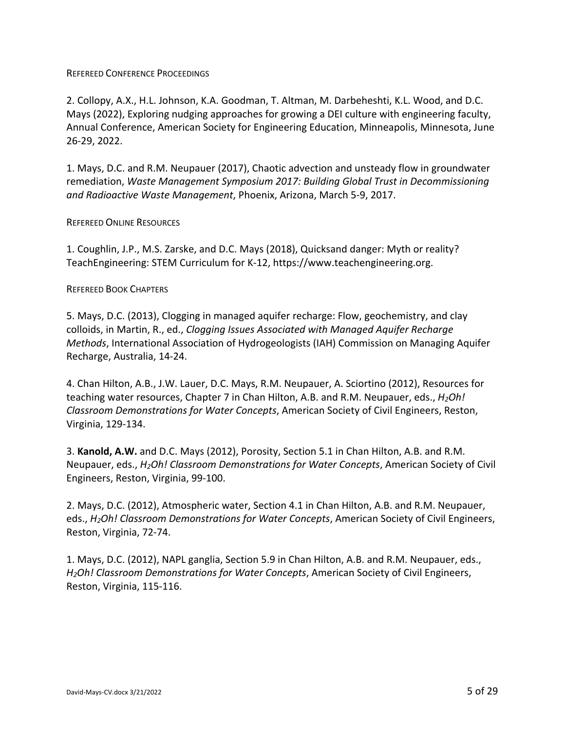### Refereed Conference Proceedings

2. Collopy, A.X., H.L. Johnson, K.A. Goodman, T. Altman, M. Darbeheshti, K.L. Wood, and D.C. Mays (2022), Exploring nudging approaches for growing a DEI culture with engineering faculty, Annual Conference, American Society for Engineering Education, Minneapolis, Minnesota, June 26-29, 2022.

1. Mays, D.C. and R.M. Neupauer (2017), Chaotic advection and unsteady flow in groundwater remediation, *Waste Management Symposium 2017: Building Global Trust in Decommissioning and Radioactive Waste Management*, Phoenix, Arizona, March 5-9, 2017.

### Refereed Online Resources

1. Coughlin, J.P., M.S. Zarske, and D.C. Mays (2018), Quicksand danger: Myth or reality? TeachEngineering: STEM Curriculum for K-12, https://www.teachengineering.org.

### Refereed Book Chapters

5. Mays, D.C. (2013), Clogging in managed aquifer recharge: Flow, geochemistry, and clay colloids, in Martin, R., ed., *Clogging Issues Associated with Managed Aquifer Recharge Methods*, International Association of Hydrogeologists (IAH) Commission on Managing Aquifer Recharge, Australia, 14-24.

4. Chan Hilton, A.B., J.W. Lauer, D.C. Mays, R.M. Neupauer, A. Sciortino (2012), Resources for teaching water resources, Chapter 7 in Chan Hilton, A.B. and R.M. Neupauer, eds., *$H_2$Oh! Classroom Demonstrations for Water Concepts*, American Society of Civil Engineers, Reston, Virginia, 129-134.

3. **Kanold, A.W.** and D.C. Mays (2012), Porosity, Section 5.1 in Chan Hilton, A.B. and R.M. Neupauer, eds., *$H_2$Oh! Classroom Demonstrations for Water Concepts*, American Society of Civil Engineers, Reston, Virginia, 99-100.

2. Mays, D.C. (2012), Atmospheric water, Section 4.1 in Chan Hilton, A.B. and R.M. Neupauer, eds., *$H_2$Oh! Classroom Demonstrations for Water Concepts*, American Society of Civil Engineers, Reston, Virginia, 72-74.

1. Mays, D.C. (2012), NAPL ganglia, Section 5.9 in Chan Hilton, A.B. and R.M. Neupauer, eds., *$H_2$Oh! Classroom Demonstrations for Water Concepts*, American Society of Civil Engineers, Reston, Virginia, 115-116.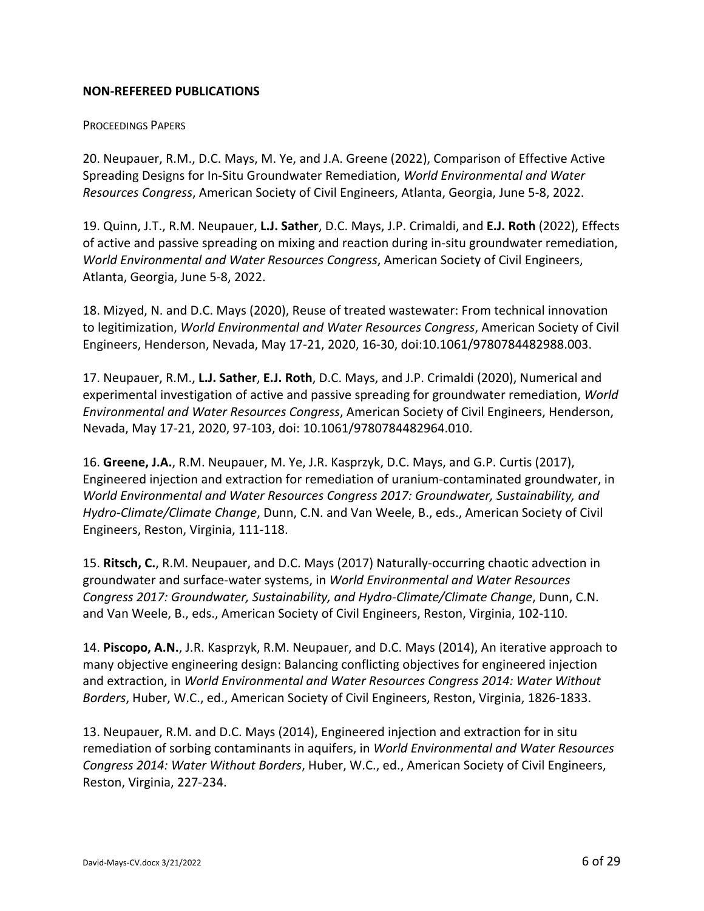**NON-REFEREED PUBLICATIONS**

PROCEEDINGS PAPERS

20. Neupauer, R.M., D.C. Mays, M. Ye, and J.A. Greene (2022), Comparison of Effective Active Spreading Designs for In-Situ Groundwater Remediation, *World Environmental and Water Resources Congress*, American Society of Civil Engineers, Atlanta, Georgia, June 5-8, 2022.

19. Quinn, J.T., R.M. Neupauer, **L.J. Sather**, D.C. Mays, J.P. Crimaldi, and **E.J. Roth** (2022), Effects of active and passive spreading on mixing and reaction during in-situ groundwater remediation, *World Environmental and Water Resources Congress*, American Society of Civil Engineers, Atlanta, Georgia, June 5-8, 2022.

18. Mizyed, N. and D.C. Mays (2020), Reuse of treated wastewater: From technical innovation to legitimization, *World Environmental and Water Resources Congress*, American Society of Civil Engineers, Henderson, Nevada, May 17-21, 2020, 16-30, doi:10.1061/9780784482988.003.

17. Neupauer, R.M., **L.J. Sather**, **E.J. Roth**, D.C. Mays, and J.P. Crimaldi (2020), Numerical and experimental investigation of active and passive spreading for groundwater remediation, *World Environmental and Water Resources Congress*, American Society of Civil Engineers, Henderson, Nevada, May 17-21, 2020, 97-103, doi: 10.1061/9780784482964.010.

16. **Greene, J.A.**, R.M. Neupauer, M. Ye, J.R. Kasprzyk, D.C. Mays, and G.P. Curtis (2017), Engineered injection and extraction for remediation of uranium-contaminated groundwater, in *World Environmental and Water Resources Congress 2017: Groundwater, Sustainability, and Hydro-Climate/Climate Change*, Dunn, C.N. and Van Weele, B., eds., American Society of Civil Engineers, Reston, Virginia, 111-118.

15. **Ritsch, C.**, R.M. Neupauer, and D.C. Mays (2017) Naturally-occurring chaotic advection in groundwater and surface-water systems, in *World Environmental and Water Resources Congress 2017: Groundwater, Sustainability, and Hydro-Climate/Climate Change*, Dunn, C.N. and Van Weele, B., eds., American Society of Civil Engineers, Reston, Virginia, 102-110.

14. **Piscopo, A.N.**, J.R. Kasprzyk, R.M. Neupauer, and D.C. Mays (2014), An iterative approach to many objective engineering design: Balancing conflicting objectives for engineered injection and extraction, in *World Environmental and Water Resources Congress 2014: Water Without Borders*, Huber, W.C., ed., American Society of Civil Engineers, Reston, Virginia, 1826-1833.

13. Neupauer, R.M. and D.C. Mays (2014), Engineered injection and extraction for in situ remediation of sorbing contaminants in aquifers, in *World Environmental and Water Resources Congress 2014: Water Without Borders*, Huber, W.C., ed., American Society of Civil Engineers, Reston, Virginia, 227-234.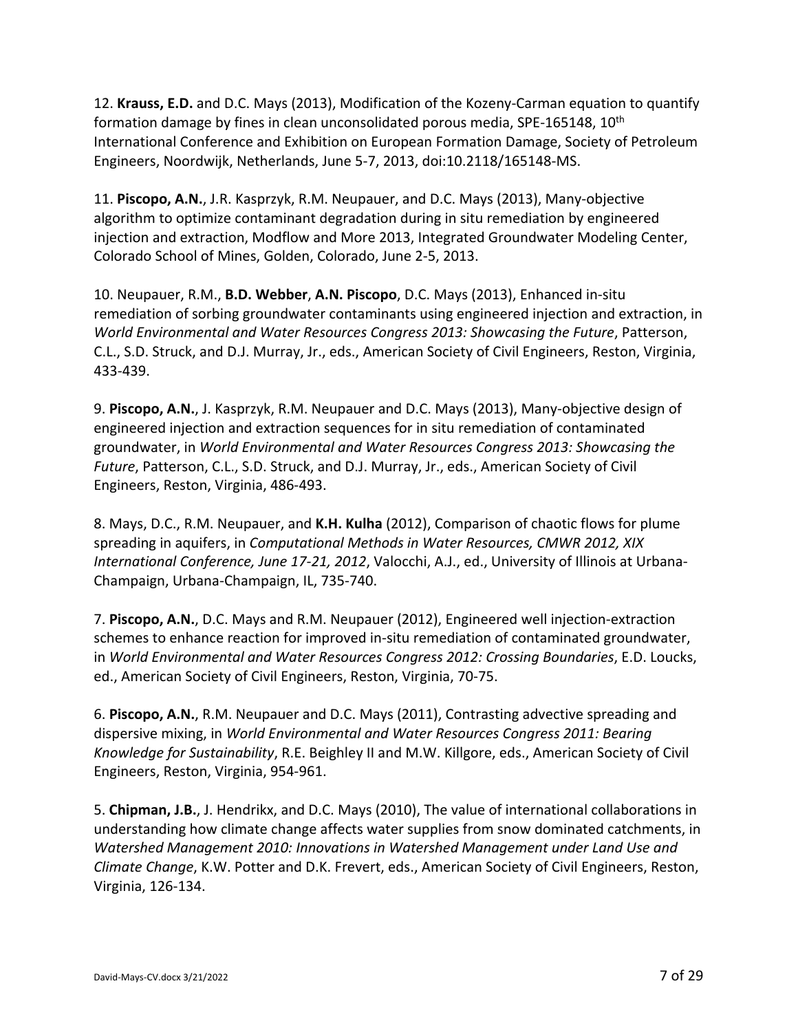12. **Krauss, E.D.** and D.C. Mays (2013), Modification of the Kozeny-Carman equation to quantify formation damage by fines in clean unconsolidated porous media, SPE-165148, 10th International Conference and Exhibition on European Formation Damage, Society of Petroleum Engineers, Noordwijk, Netherlands, June 5-7, 2013, doi:10.2118/165148-MS.

11. **Piscopo, A.N.**, J.R. Kasprzyk, R.M. Neupauer, and D.C. Mays (2013), Many-objective algorithm to optimize contaminant degradation during in situ remediation by engineered injection and extraction, Modflow and More 2013, Integrated Groundwater Modeling Center, Colorado School of Mines, Golden, Colorado, June 2-5, 2013.

10. Neupauer, R.M., **B.D. Webber**, **A.N. Piscopo**, D.C. Mays (2013), Enhanced in-situ remediation of sorbing groundwater contaminants using engineered injection and extraction, in *World Environmental and Water Resources Congress 2013: Showcasing the Future*, Patterson, C.L., S.D. Struck, and D.J. Murray, Jr., eds., American Society of Civil Engineers, Reston, Virginia, 433-439.

9. **Piscopo, A.N.**, J. Kasprzyk, R.M. Neupauer and D.C. Mays (2013), Many-objective design of engineered injection and extraction sequences for in situ remediation of contaminated groundwater, in *World Environmental and Water Resources Congress 2013: Showcasing the Future*, Patterson, C.L., S.D. Struck, and D.J. Murray, Jr., eds., American Society of Civil Engineers, Reston, Virginia, 486-493.

8. Mays, D.C., R.M. Neupauer, and **K.H. Kulha** (2012), Comparison of chaotic flows for plume spreading in aquifers, in *Computational Methods in Water Resources, CMWR 2012, XIX International Conference, June 17-21, 2012*, Valocchi, A.J., ed., University of Illinois at Urbana-Champaign, Urbana-Champaign, IL, 735-740.

7. **Piscopo, A.N.**, D.C. Mays and R.M. Neupauer (2012), Engineered well injection-extraction schemes to enhance reaction for improved in-situ remediation of contaminated groundwater, in *World Environmental and Water Resources Congress 2012: Crossing Boundaries*, E.D. Loucks, ed., American Society of Civil Engineers, Reston, Virginia, 70-75.

6. **Piscopo, A.N.**, R.M. Neupauer and D.C. Mays (2011), Contrasting advective spreading and dispersive mixing, in *World Environmental and Water Resources Congress 2011: Bearing Knowledge for Sustainability*, R.E. Beighley II and M.W. Killgore, eds., American Society of Civil Engineers, Reston, Virginia, 954-961.

5. **Chipman, J.B.**, J. Hendrikx, and D.C. Mays (2010), The value of international collaborations in understanding how climate change affects water supplies from snow dominated catchments, in *Watershed Management 2010: Innovations in Watershed Management under Land Use and Climate Change*, K.W. Potter and D.K. Frevert, eds., American Society of Civil Engineers, Reston, Virginia, 126-134.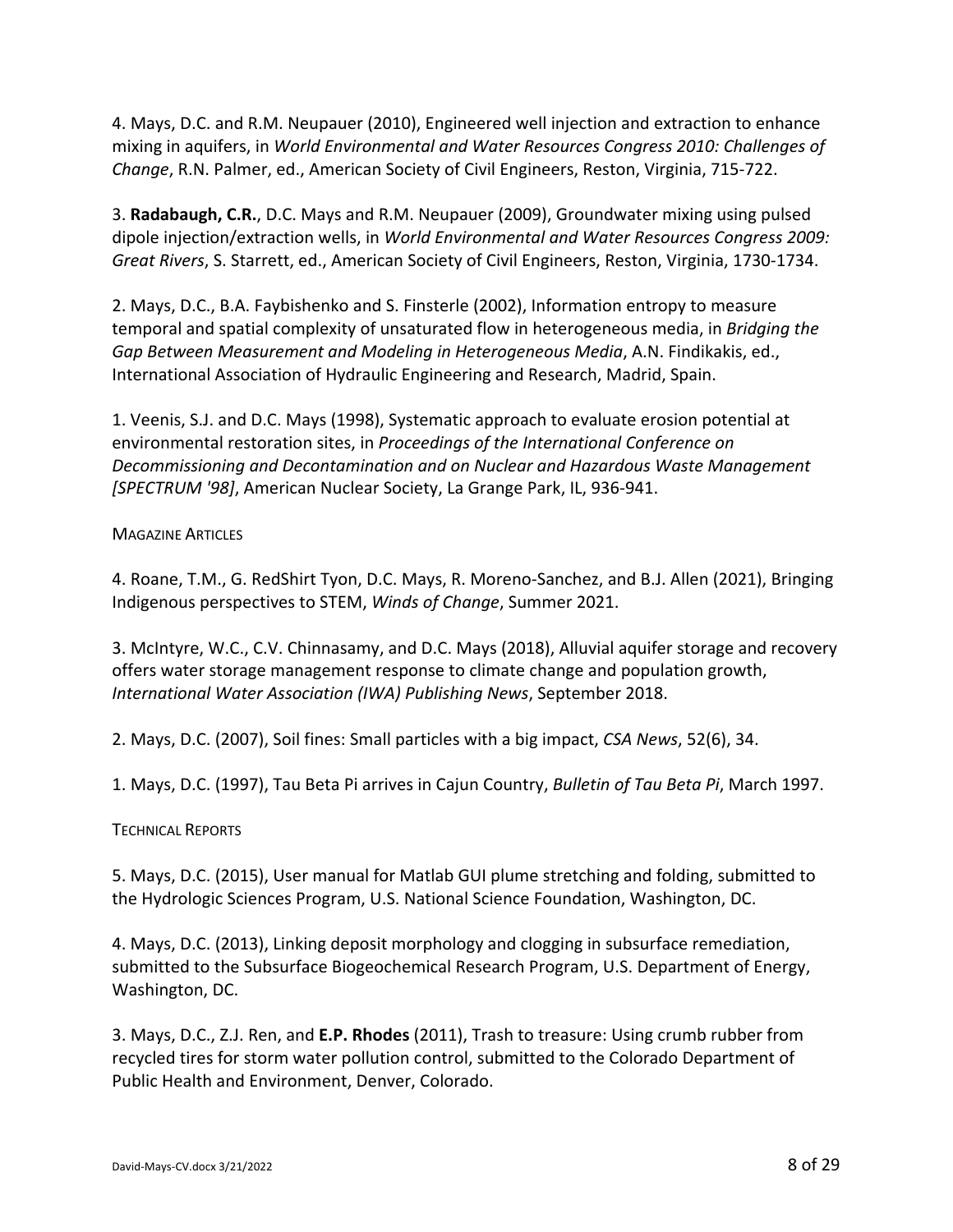4. Mays, D.C. and R.M. Neupauer (2010), Engineered well injection and extraction to enhance mixing in aquifers, in *World Environmental and Water Resources Congress 2010: Challenges of Change*, R.N. Palmer, ed., American Society of Civil Engineers, Reston, Virginia, 715-722.

3. **Radabaugh, C.R.**, D.C. Mays and R.M. Neupauer (2009), Groundwater mixing using pulsed dipole injection/extraction wells, in *World Environmental and Water Resources Congress 2009: Great Rivers*, S. Starrett, ed., American Society of Civil Engineers, Reston, Virginia, 1730-1734.

2. Mays, D.C., B.A. Faybishenko and S. Finsterle (2002), Information entropy to measure temporal and spatial complexity of unsaturated flow in heterogeneous media, in *Bridging the Gap Between Measurement and Modeling in Heterogeneous Media*, A.N. Findikakis, ed., International Association of Hydraulic Engineering and Research, Madrid, Spain.

1. Veenis, S.J. and D.C. Mays (1998), Systematic approach to evaluate erosion potential at environmental restoration sites, in *Proceedings of the International Conference on Decommissioning and Decontamination and on Nuclear and Hazardous Waste Management [SPECTRUM '98]*, American Nuclear Society, La Grange Park, IL, 936-941.

### Magazine Articles

4. Roane, T.M., G. RedShirt Tyon, D.C. Mays, R. Moreno-Sanchez, and B.J. Allen (2021), Bringing Indigenous perspectives to STEM, *Winds of Change*, Summer 2021.

3. McIntyre, W.C., C.V. Chinnasamy, and D.C. Mays (2018), Alluvial aquifer storage and recovery offers water storage management response to climate change and population growth, *International Water Association (IWA) Publishing News*, September 2018.

2. Mays, D.C. (2007), Soil fines: Small particles with a big impact, *CSA News*, 52(6), 34.

1. Mays, D.C. (1997), Tau Beta Pi arrives in Cajun Country, *Bulletin of Tau Beta Pi*, March 1997.

### Technical Reports

5. Mays, D.C. (2015), User manual for Matlab GUI plume stretching and folding, submitted to the Hydrologic Sciences Program, U.S. National Science Foundation, Washington, DC.

4. Mays, D.C. (2013), Linking deposit morphology and clogging in subsurface remediation, submitted to the Subsurface Biogeochemical Research Program, U.S. Department of Energy, Washington, DC.

3. Mays, D.C., Z.J. Ren, and **E.P. Rhodes** (2011), Trash to treasure: Using crumb rubber from recycled tires for storm water pollution control, submitted to the Colorado Department of Public Health and Environment, Denver, Colorado.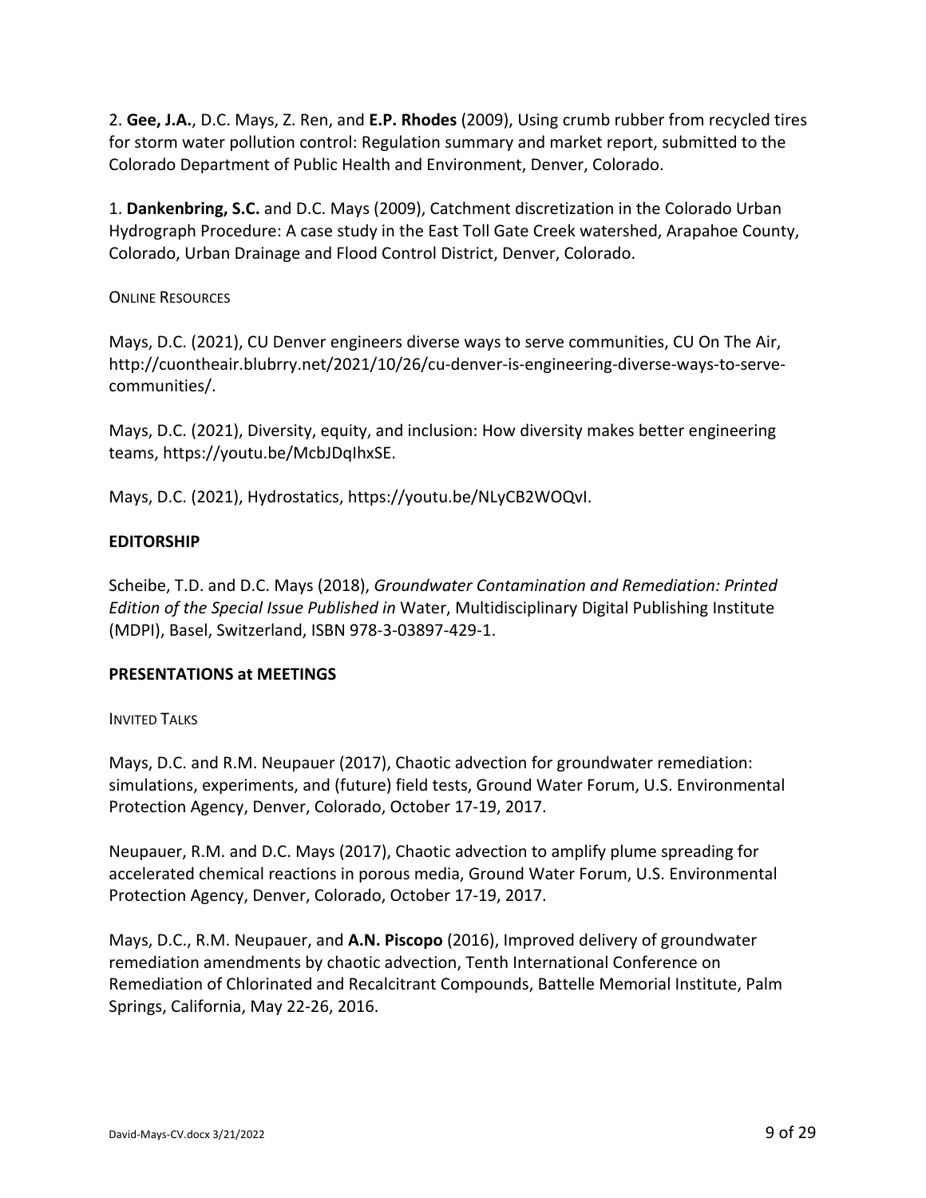2. **Gee, J.A.**, D.C. Mays, Z. Ren, and **E.P. Rhodes** (2009), Using crumb rubber from recycled tires for storm water pollution control: Regulation summary and market report, submitted to the Colorado Department of Public Health and Environment, Denver, Colorado.

1. **Dankenbring, S.C.** and D.C. Mays (2009), Catchment discretization in the Colorado Urban Hydrograph Procedure: A case study in the East Toll Gate Creek watershed, Arapahoe County, Colorado, Urban Drainage and Flood Control District, Denver, Colorado.

#### Online Resources

Mays, D.C. (2021), CU Denver engineers diverse ways to serve communities, CU On The Air, http://cuontheair.blubrry.net/2021/10/26/cu-denver-is-engineering-diverse-ways-to-serve-communities/.

Mays, D.C. (2021), Diversity, equity, and inclusion: How diversity makes better engineering teams, https://youtu.be/McbJDqIhxSE.

Mays, D.C. (2021), Hydrostatics, https://youtu.be/NLyCB2WOQvI.

## EDITORSHIP

Scheibe, T.D. and D.C. Mays (2018), *Groundwater Contamination and Remediation: Printed Edition of the Special Issue Published in* Water, Multidisciplinary Digital Publishing Institute (MDPI), Basel, Switzerland, ISBN 978-3-03897-429-1.

## PRESENTATIONS at MEETINGS

#### Invited Talks

Mays, D.C. and R.M. Neupauer (2017), Chaotic advection for groundwater remediation: simulations, experiments, and (future) field tests, Ground Water Forum, U.S. Environmental Protection Agency, Denver, Colorado, October 17-19, 2017.

Neupauer, R.M. and D.C. Mays (2017), Chaotic advection to amplify plume spreading for accelerated chemical reactions in porous media, Ground Water Forum, U.S. Environmental Protection Agency, Denver, Colorado, October 17-19, 2017.

Mays, D.C., R.M. Neupauer, and **A.N. Piscopo** (2016), Improved delivery of groundwater remediation amendments by chaotic advection, Tenth International Conference on Remediation of Chlorinated and Recalcitrant Compounds, Battelle Memorial Institute, Palm Springs, California, May 22-26, 2016.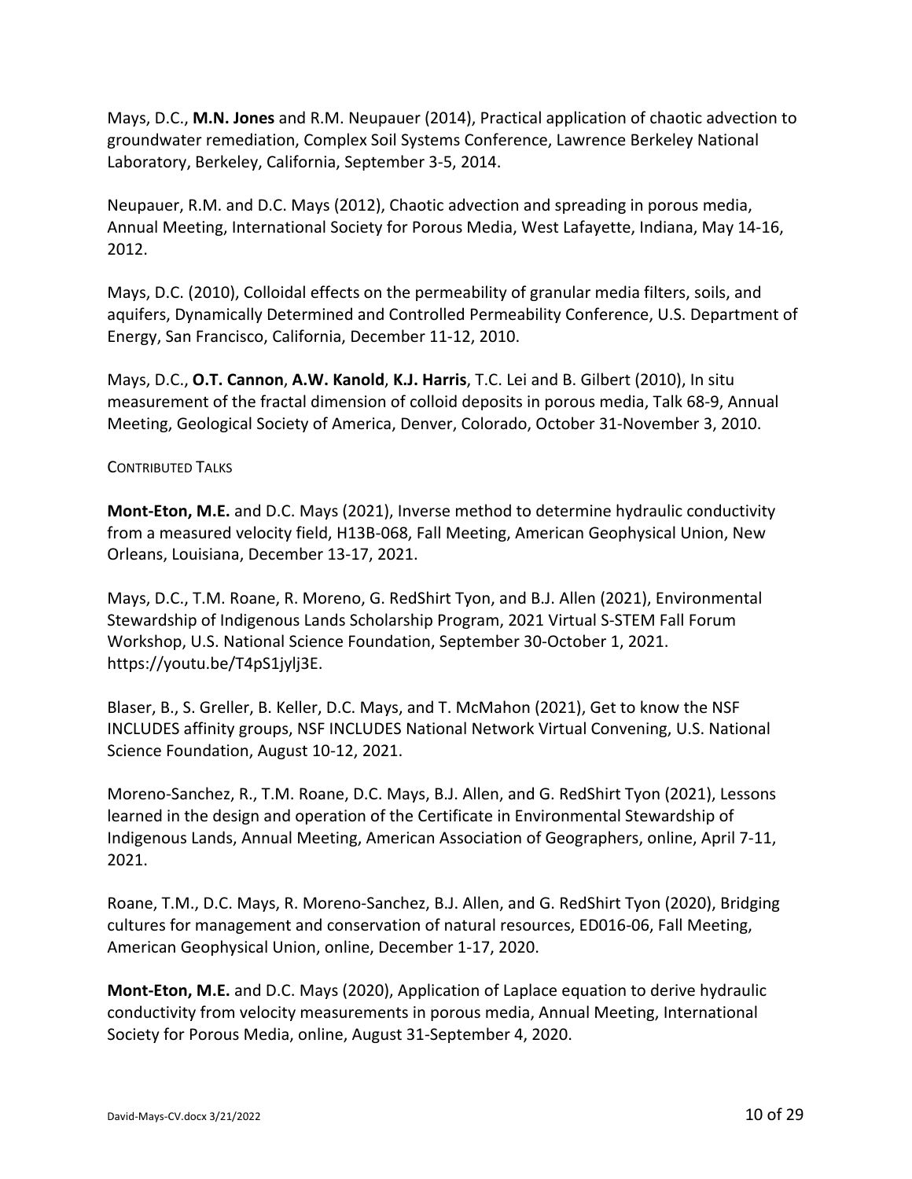Mays, D.C., **M.N. Jones** and R.M. Neupauer (2014), Practical application of chaotic advection to groundwater remediation, Complex Soil Systems Conference, Lawrence Berkeley National Laboratory, Berkeley, California, September 3-5, 2014.

Neupauer, R.M. and D.C. Mays (2012), Chaotic advection and spreading in porous media, Annual Meeting, International Society for Porous Media, West Lafayette, Indiana, May 14-16, 2012.

Mays, D.C. (2010), Colloidal effects on the permeability of granular media filters, soils, and aquifers, Dynamically Determined and Controlled Permeability Conference, U.S. Department of Energy, San Francisco, California, December 11-12, 2010.

Mays, D.C., **O.T. Cannon**, **A.W. Kanold**, **K.J. Harris**, T.C. Lei and B. Gilbert (2010), In situ measurement of the fractal dimension of colloid deposits in porous media, Talk 68-9, Annual Meeting, Geological Society of America, Denver, Colorado, October 31-November 3, 2010.

CONTRIBUTED TALKS

**Mont-Eton, M.E.** and D.C. Mays (2021), Inverse method to determine hydraulic conductivity from a measured velocity field, H13B-068, Fall Meeting, American Geophysical Union, New Orleans, Louisiana, December 13-17, 2021.

Mays, D.C., T.M. Roane, R. Moreno, G. RedShirt Tyon, and B.J. Allen (2021), Environmental Stewardship of Indigenous Lands Scholarship Program, 2021 Virtual S-STEM Fall Forum Workshop, U.S. National Science Foundation, September 30-October 1, 2021. https://youtu.be/T4pS1jylj3E.

Blaser, B., S. Greller, B. Keller, D.C. Mays, and T. McMahon (2021), Get to know the NSF INCLUDES affinity groups, NSF INCLUDES National Network Virtual Convening, U.S. National Science Foundation, August 10-12, 2021.

Moreno-Sanchez, R., T.M. Roane, D.C. Mays, B.J. Allen, and G. RedShirt Tyon (2021), Lessons learned in the design and operation of the Certificate in Environmental Stewardship of Indigenous Lands, Annual Meeting, American Association of Geographers, online, April 7-11, 2021.

Roane, T.M., D.C. Mays, R. Moreno-Sanchez, B.J. Allen, and G. RedShirt Tyon (2020), Bridging cultures for management and conservation of natural resources, ED016-06, Fall Meeting, American Geophysical Union, online, December 1-17, 2020.

**Mont-Eton, M.E.** and D.C. Mays (2020), Application of Laplace equation to derive hydraulic conductivity from velocity measurements in porous media, Annual Meeting, International Society for Porous Media, online, August 31-September 4, 2020.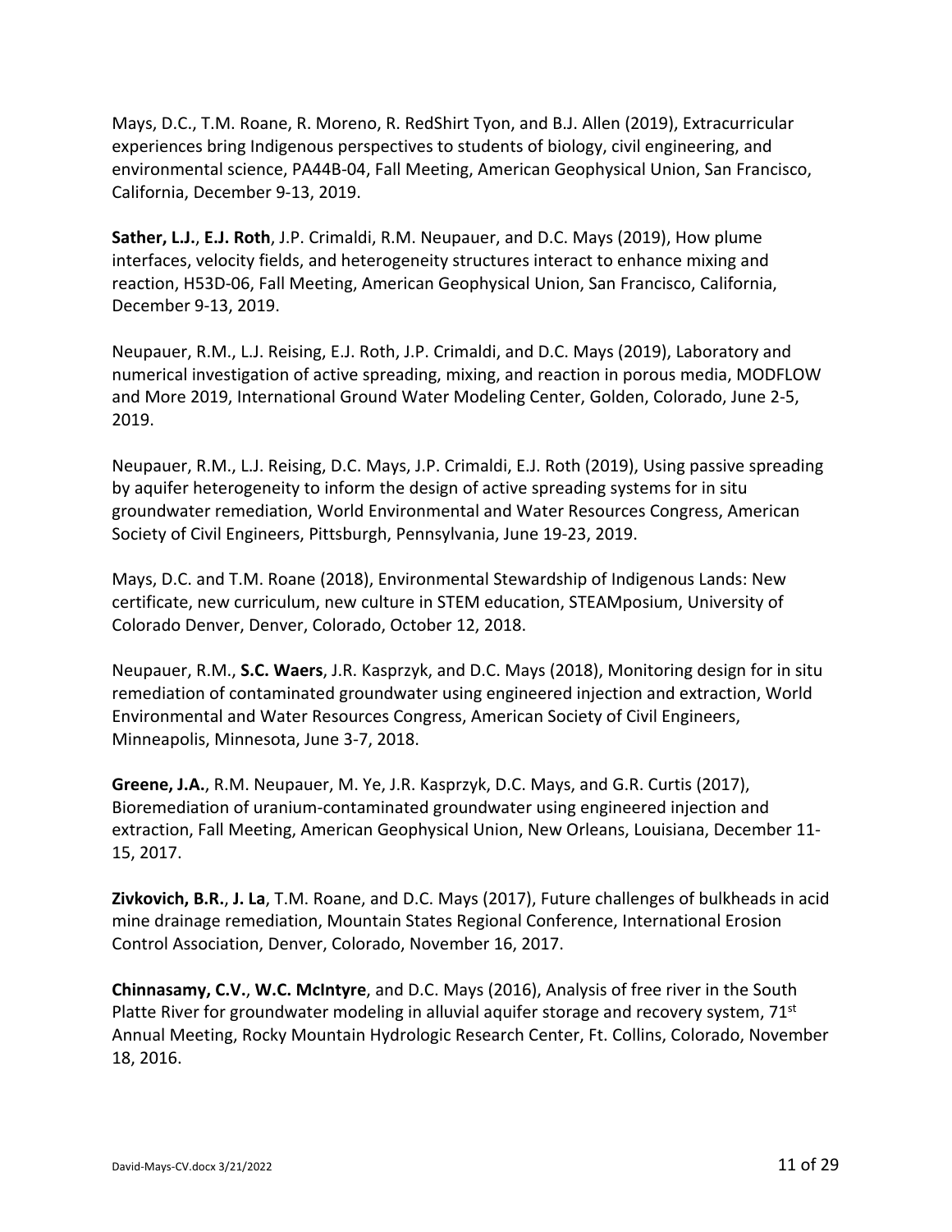Mays, D.C., T.M. Roane, R. Moreno, R. RedShirt Tyon, and B.J. Allen (2019), Extracurricular experiences bring Indigenous perspectives to students of biology, civil engineering, and environmental science, PA44B-04, Fall Meeting, American Geophysical Union, San Francisco, California, December 9-13, 2019.

**Sather, L.J.**, **E.J. Roth**, J.P. Crimaldi, R.M. Neupauer, and D.C. Mays (2019), How plume interfaces, velocity fields, and heterogeneity structures interact to enhance mixing and reaction, H53D-06, Fall Meeting, American Geophysical Union, San Francisco, California, December 9-13, 2019.

Neupauer, R.M., L.J. Reising, E.J. Roth, J.P. Crimaldi, and D.C. Mays (2019), Laboratory and numerical investigation of active spreading, mixing, and reaction in porous media, MODFLOW and More 2019, International Ground Water Modeling Center, Golden, Colorado, June 2-5, 2019.

Neupauer, R.M., L.J. Reising, D.C. Mays, J.P. Crimaldi, E.J. Roth (2019), Using passive spreading by aquifer heterogeneity to inform the design of active spreading systems for in situ groundwater remediation, World Environmental and Water Resources Congress, American Society of Civil Engineers, Pittsburgh, Pennsylvania, June 19-23, 2019.

Mays, D.C. and T.M. Roane (2018), Environmental Stewardship of Indigenous Lands: New certificate, new curriculum, new culture in STEM education, STEAMposium, University of Colorado Denver, Denver, Colorado, October 12, 2018.

Neupauer, R.M., **S.C. Waers**, J.R. Kasprzyk, and D.C. Mays (2018), Monitoring design for in situ remediation of contaminated groundwater using engineered injection and extraction, World Environmental and Water Resources Congress, American Society of Civil Engineers, Minneapolis, Minnesota, June 3-7, 2018.

**Greene, J.A.**, R.M. Neupauer, M. Ye, J.R. Kasprzyk, D.C. Mays, and G.R. Curtis (2017), Bioremediation of uranium-contaminated groundwater using engineered injection and extraction, Fall Meeting, American Geophysical Union, New Orleans, Louisiana, December 11-15, 2017.

**Zivkovich, B.R.**, **J. La**, T.M. Roane, and D.C. Mays (2017), Future challenges of bulkheads in acid mine drainage remediation, Mountain States Regional Conference, International Erosion Control Association, Denver, Colorado, November 16, 2017.

**Chinnasamy, C.V.**, **W.C. McIntyre**, and D.C. Mays (2016), Analysis of free river in the South Platte River for groundwater modeling in alluvial aquifer storage and recovery system, 71st Annual Meeting, Rocky Mountain Hydrologic Research Center, Ft. Collins, Colorado, November 18, 2016.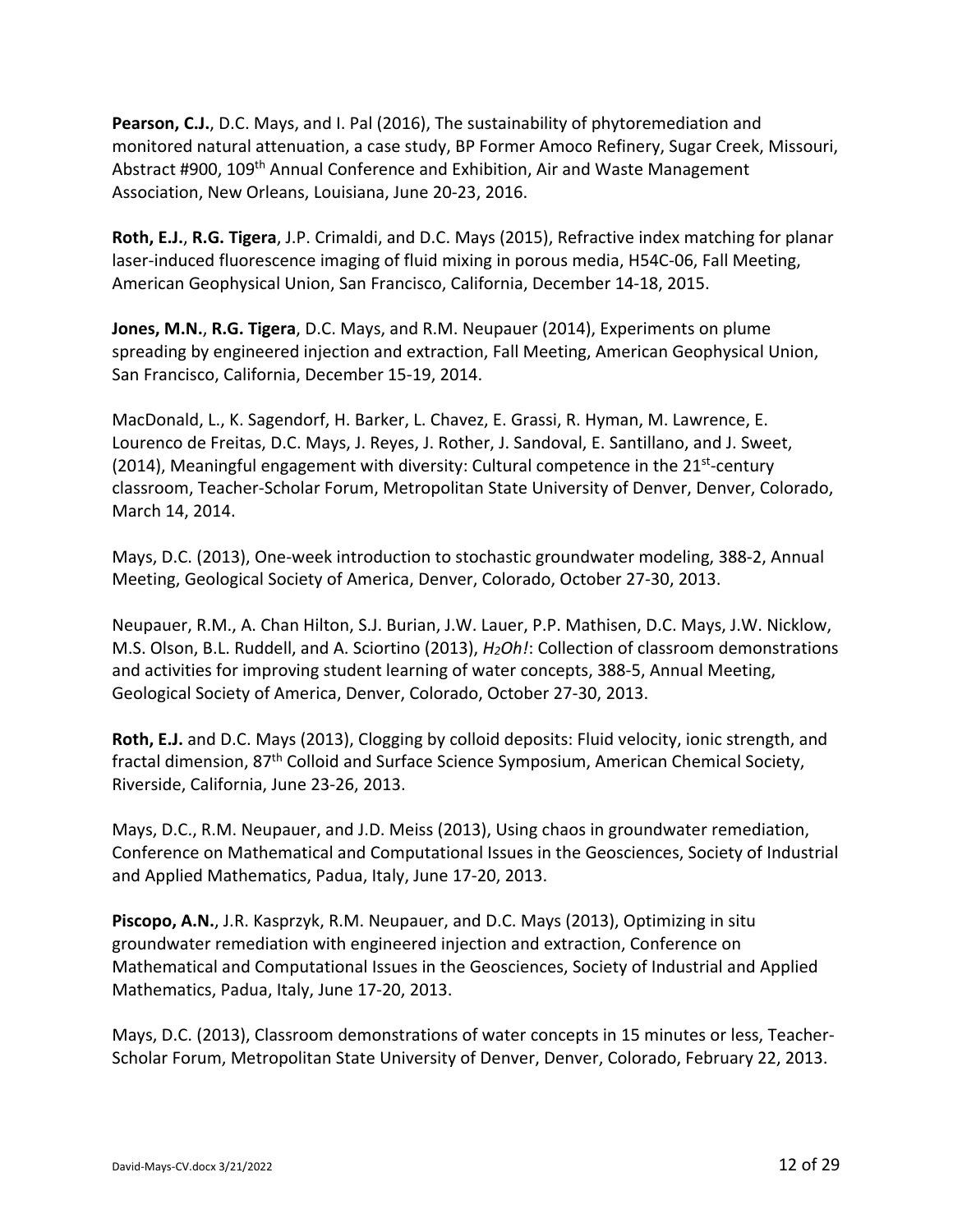**Pearson, C.J.**, D.C. Mays, and I. Pal (2016), The sustainability of phytoremediation and monitored natural attenuation, a case study, BP Former Amoco Refinery, Sugar Creek, Missouri, Abstract #900, 109th Annual Conference and Exhibition, Air and Waste Management Association, New Orleans, Louisiana, June 20-23, 2016.

**Roth, E.J.**, **R.G. Tigera**, J.P. Crimaldi, and D.C. Mays (2015), Refractive index matching for planar laser-induced fluorescence imaging of fluid mixing in porous media, H54C-06, Fall Meeting, American Geophysical Union, San Francisco, California, December 14-18, 2015.

**Jones, M.N.**, **R.G. Tigera**, D.C. Mays, and R.M. Neupauer (2014), Experiments on plume spreading by engineered injection and extraction, Fall Meeting, American Geophysical Union, San Francisco, California, December 15-19, 2014.

MacDonald, L., K. Sagendorf, H. Barker, L. Chavez, E. Grassi, R. Hyman, M. Lawrence, E. Lourenco de Freitas, D.C. Mays, J. Reyes, J. Rother, J. Sandoval, E. Santillano, and J. Sweet, (2014), Meaningful engagement with diversity: Cultural competence in the 21st-century classroom, Teacher-Scholar Forum, Metropolitan State University of Denver, Denver, Colorado, March 14, 2014.

Mays, D.C. (2013), One-week introduction to stochastic groundwater modeling, 388-2, Annual Meeting, Geological Society of America, Denver, Colorado, October 27-30, 2013.

Neupauer, R.M., A. Chan Hilton, S.J. Burian, J.W. Lauer, P.P. Mathisen, D.C. Mays, J.W. Nicklow, M.S. Olson, B.L. Ruddell, and A. Sciortino (2013), *H2Oh!*: Collection of classroom demonstrations and activities for improving student learning of water concepts, 388-5, Annual Meeting, Geological Society of America, Denver, Colorado, October 27-30, 2013.

**Roth, E.J.** and D.C. Mays (2013), Clogging by colloid deposits: Fluid velocity, ionic strength, and fractal dimension, 87th Colloid and Surface Science Symposium, American Chemical Society, Riverside, California, June 23-26, 2013.

Mays, D.C., R.M. Neupauer, and J.D. Meiss (2013), Using chaos in groundwater remediation, Conference on Mathematical and Computational Issues in the Geosciences, Society of Industrial and Applied Mathematics, Padua, Italy, June 17-20, 2013.

**Piscopo, A.N.**, J.R. Kasprzyk, R.M. Neupauer, and D.C. Mays (2013), Optimizing in situ groundwater remediation with engineered injection and extraction, Conference on Mathematical and Computational Issues in the Geosciences, Society of Industrial and Applied Mathematics, Padua, Italy, June 17-20, 2013.

Mays, D.C. (2013), Classroom demonstrations of water concepts in 15 minutes or less, Teacher-Scholar Forum, Metropolitan State University of Denver, Denver, Colorado, February 22, 2013.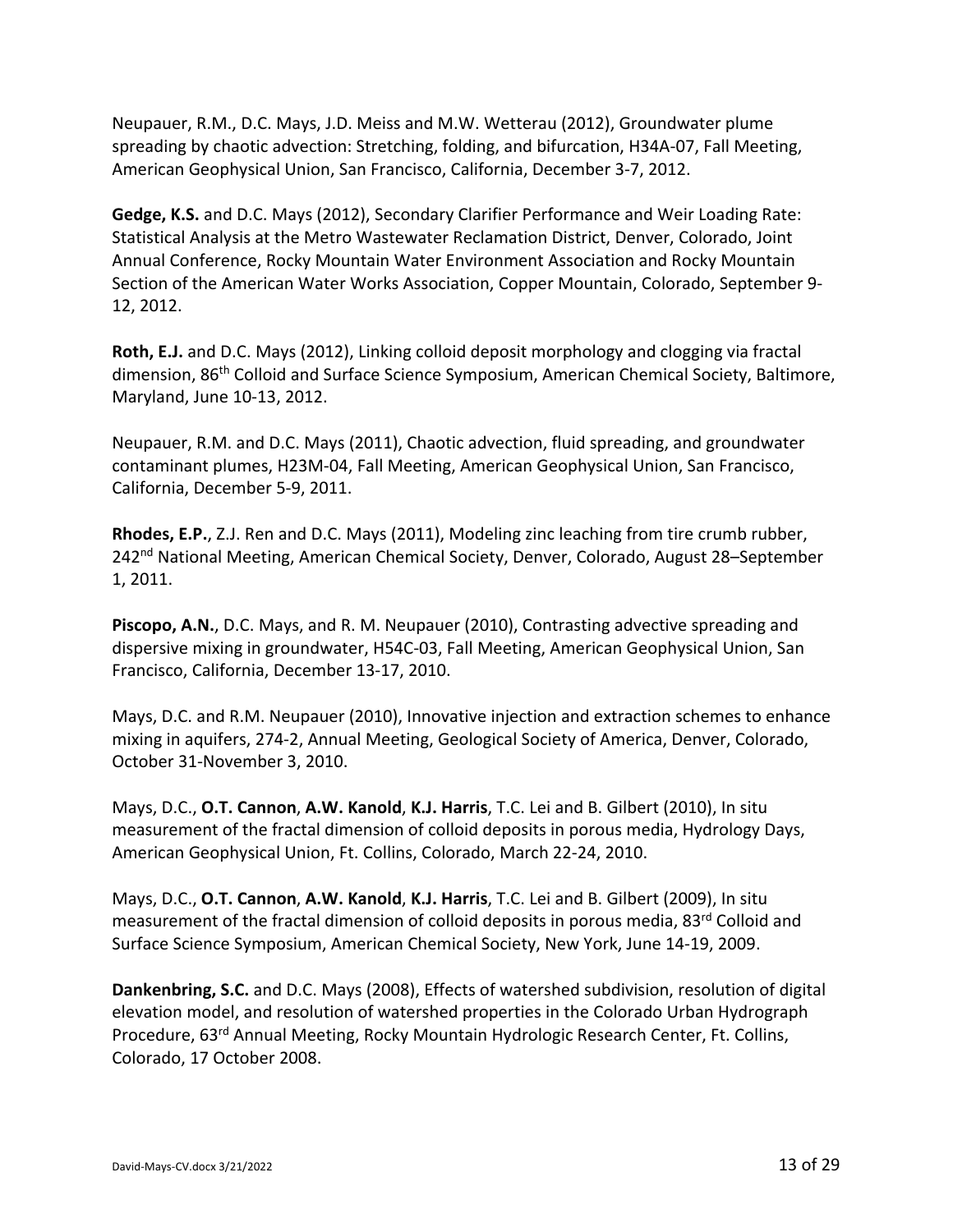Neupauer, R.M., D.C. Mays, J.D. Meiss and M.W. Wetterau (2012), Groundwater plume spreading by chaotic advection: Stretching, folding, and bifurcation, H34A-07, Fall Meeting, American Geophysical Union, San Francisco, California, December 3-7, 2012.

**Gedge, K.S.** and D.C. Mays (2012), Secondary Clarifier Performance and Weir Loading Rate: Statistical Analysis at the Metro Wastewater Reclamation District, Denver, Colorado, Joint Annual Conference, Rocky Mountain Water Environment Association and Rocky Mountain Section of the American Water Works Association, Copper Mountain, Colorado, September 9-12, 2012.

**Roth, E.J.** and D.C. Mays (2012), Linking colloid deposit morphology and clogging via fractal dimension, 86th Colloid and Surface Science Symposium, American Chemical Society, Baltimore, Maryland, June 10-13, 2012.

Neupauer, R.M. and D.C. Mays (2011), Chaotic advection, fluid spreading, and groundwater contaminant plumes, H23M-04, Fall Meeting, American Geophysical Union, San Francisco, California, December 5-9, 2011.

**Rhodes, E.P.**, Z.J. Ren and D.C. Mays (2011), Modeling zinc leaching from tire crumb rubber, 242nd National Meeting, American Chemical Society, Denver, Colorado, August 28–September 1, 2011.

**Piscopo, A.N.**, D.C. Mays, and R. M. Neupauer (2010), Contrasting advective spreading and dispersive mixing in groundwater, H54C-03, Fall Meeting, American Geophysical Union, San Francisco, California, December 13-17, 2010.

Mays, D.C. and R.M. Neupauer (2010), Innovative injection and extraction schemes to enhance mixing in aquifers, 274-2, Annual Meeting, Geological Society of America, Denver, Colorado, October 31-November 3, 2010.

Mays, D.C., **O.T. Cannon**, **A.W. Kanold**, **K.J. Harris**, T.C. Lei and B. Gilbert (2010), In situ measurement of the fractal dimension of colloid deposits in porous media, Hydrology Days, American Geophysical Union, Ft. Collins, Colorado, March 22-24, 2010.

Mays, D.C., **O.T. Cannon**, **A.W. Kanold**, **K.J. Harris**, T.C. Lei and B. Gilbert (2009), In situ measurement of the fractal dimension of colloid deposits in porous media, 83rd Colloid and Surface Science Symposium, American Chemical Society, New York, June 14-19, 2009.

**Dankenbring, S.C.** and D.C. Mays (2008), Effects of watershed subdivision, resolution of digital elevation model, and resolution of watershed properties in the Colorado Urban Hydrograph Procedure, 63rd Annual Meeting, Rocky Mountain Hydrologic Research Center, Ft. Collins, Colorado, 17 October 2008.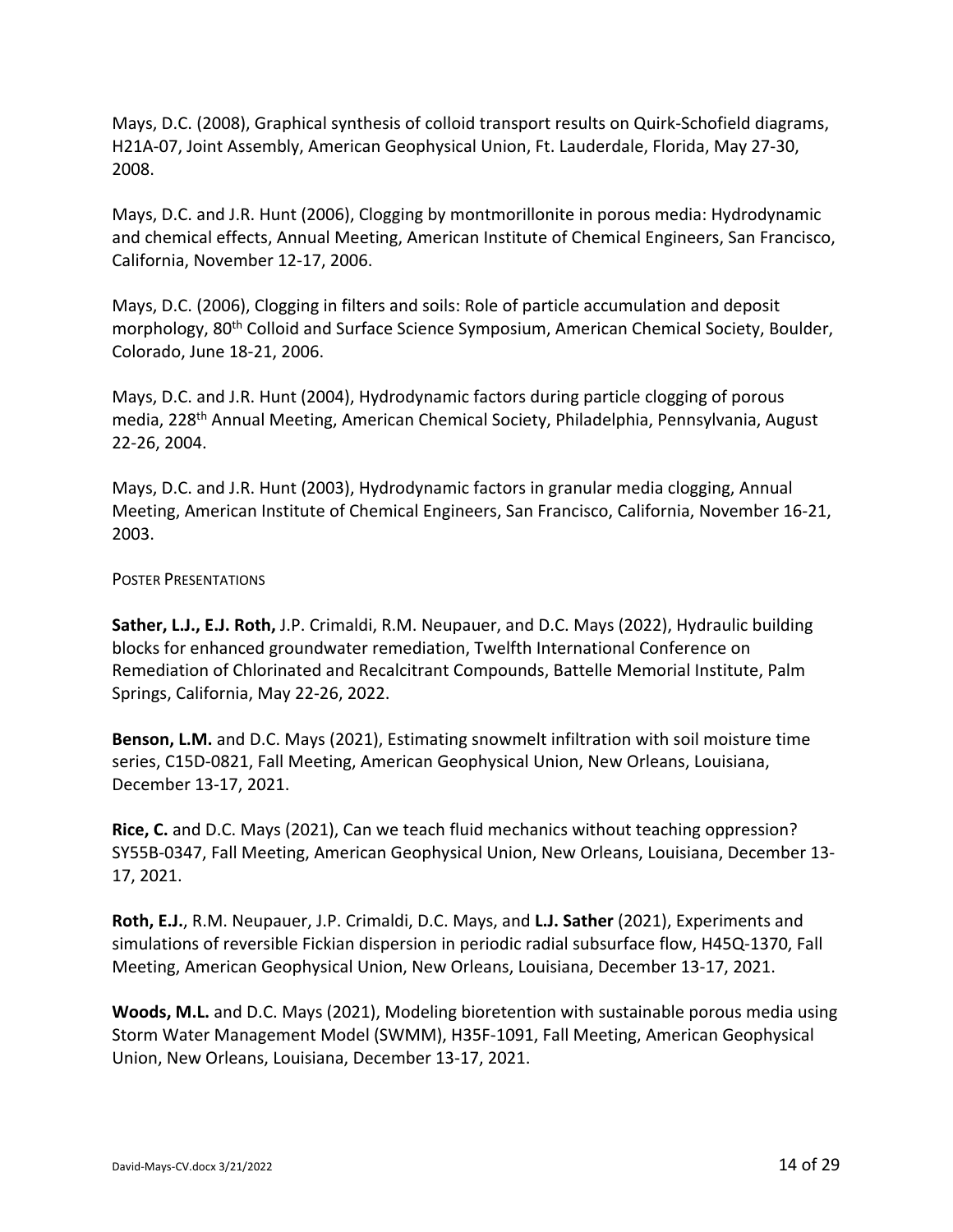Mays, D.C. (2008), Graphical synthesis of colloid transport results on Quirk-Schofield diagrams, H21A-07, Joint Assembly, American Geophysical Union, Ft. Lauderdale, Florida, May 27-30, 2008.

Mays, D.C. and J.R. Hunt (2006), Clogging by montmorillonite in porous media: Hydrodynamic and chemical effects, Annual Meeting, American Institute of Chemical Engineers, San Francisco, California, November 12-17, 2006.

Mays, D.C. (2006), Clogging in filters and soils: Role of particle accumulation and deposit morphology, 80th Colloid and Surface Science Symposium, American Chemical Society, Boulder, Colorado, June 18-21, 2006.

Mays, D.C. and J.R. Hunt (2004), Hydrodynamic factors during particle clogging of porous media, 228th Annual Meeting, American Chemical Society, Philadelphia, Pennsylvania, August 22-26, 2004.

Mays, D.C. and J.R. Hunt (2003), Hydrodynamic factors in granular media clogging, Annual Meeting, American Institute of Chemical Engineers, San Francisco, California, November 16-21, 2003.

POSTER PRESENTATIONS

**Sather, L.J., E.J. Roth,** J.P. Crimaldi, R.M. Neupauer, and D.C. Mays (2022), Hydraulic building blocks for enhanced groundwater remediation, Twelfth International Conference on Remediation of Chlorinated and Recalcitrant Compounds, Battelle Memorial Institute, Palm Springs, California, May 22-26, 2022.

**Benson, L.M.** and D.C. Mays (2021), Estimating snowmelt infiltration with soil moisture time series, C15D-0821, Fall Meeting, American Geophysical Union, New Orleans, Louisiana, December 13-17, 2021.

**Rice, C.** and D.C. Mays (2021), Can we teach fluid mechanics without teaching oppression? SY55B-0347, Fall Meeting, American Geophysical Union, New Orleans, Louisiana, December 13-17, 2021.

**Roth, E.J.**, R.M. Neupauer, J.P. Crimaldi, D.C. Mays, and **L.J. Sather** (2021), Experiments and simulations of reversible Fickian dispersion in periodic radial subsurface flow, H45Q-1370, Fall Meeting, American Geophysical Union, New Orleans, Louisiana, December 13-17, 2021.

**Woods, M.L.** and D.C. Mays (2021), Modeling bioretention with sustainable porous media using Storm Water Management Model (SWMM), H35F-1091, Fall Meeting, American Geophysical Union, New Orleans, Louisiana, December 13-17, 2021.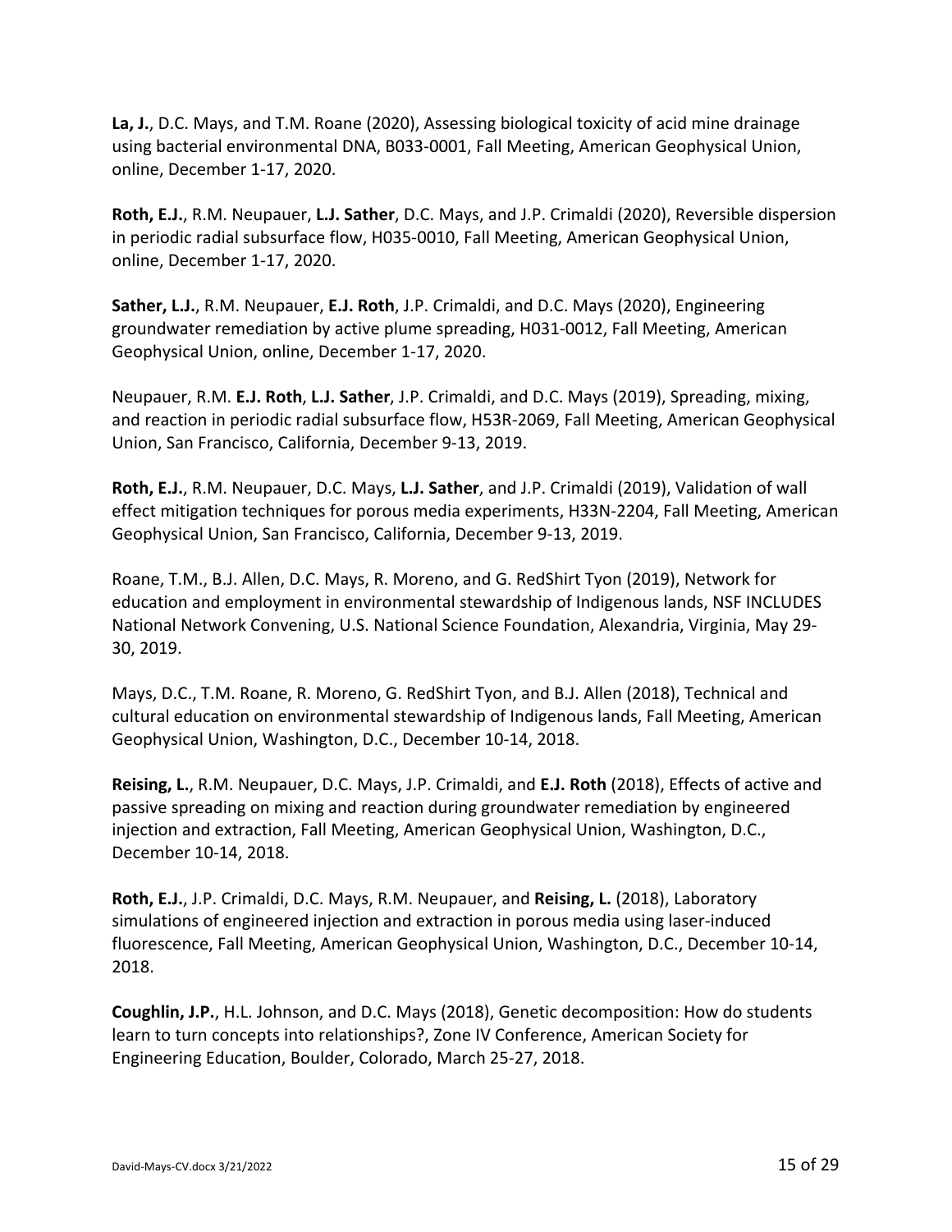**La, J.**, D.C. Mays, and T.M. Roane (2020), Assessing biological toxicity of acid mine drainage using bacterial environmental DNA, B033-0001, Fall Meeting, American Geophysical Union, online, December 1-17, 2020.

**Roth, E.J.**, R.M. Neupauer, **L.J. Sather**, D.C. Mays, and J.P. Crimaldi (2020), Reversible dispersion in periodic radial subsurface flow, H035-0010, Fall Meeting, American Geophysical Union, online, December 1-17, 2020.

**Sather, L.J.**, R.M. Neupauer, **E.J. Roth**, J.P. Crimaldi, and D.C. Mays (2020), Engineering groundwater remediation by active plume spreading, H031-0012, Fall Meeting, American Geophysical Union, online, December 1-17, 2020.

Neupauer, R.M. **E.J. Roth**, **L.J. Sather**, J.P. Crimaldi, and D.C. Mays (2019), Spreading, mixing, and reaction in periodic radial subsurface flow, H53R-2069, Fall Meeting, American Geophysical Union, San Francisco, California, December 9-13, 2019.

**Roth, E.J.**, R.M. Neupauer, D.C. Mays, **L.J. Sather**, and J.P. Crimaldi (2019), Validation of wall effect mitigation techniques for porous media experiments, H33N-2204, Fall Meeting, American Geophysical Union, San Francisco, California, December 9-13, 2019.

Roane, T.M., B.J. Allen, D.C. Mays, R. Moreno, and G. RedShirt Tyon (2019), Network for education and employment in environmental stewardship of Indigenous lands, NSF INCLUDES National Network Convening, U.S. National Science Foundation, Alexandria, Virginia, May 29-30, 2019.

Mays, D.C., T.M. Roane, R. Moreno, G. RedShirt Tyon, and B.J. Allen (2018), Technical and cultural education on environmental stewardship of Indigenous lands, Fall Meeting, American Geophysical Union, Washington, D.C., December 10-14, 2018.

**Reising, L.**, R.M. Neupauer, D.C. Mays, J.P. Crimaldi, and **E.J. Roth** (2018), Effects of active and passive spreading on mixing and reaction during groundwater remediation by engineered injection and extraction, Fall Meeting, American Geophysical Union, Washington, D.C., December 10-14, 2018.

**Roth, E.J.**, J.P. Crimaldi, D.C. Mays, R.M. Neupauer, and **Reising, L.** (2018), Laboratory simulations of engineered injection and extraction in porous media using laser-induced fluorescence, Fall Meeting, American Geophysical Union, Washington, D.C., December 10-14, 2018.

**Coughlin, J.P.**, H.L. Johnson, and D.C. Mays (2018), Genetic decomposition: How do students learn to turn concepts into relationships?, Zone IV Conference, American Society for Engineering Education, Boulder, Colorado, March 25-27, 2018.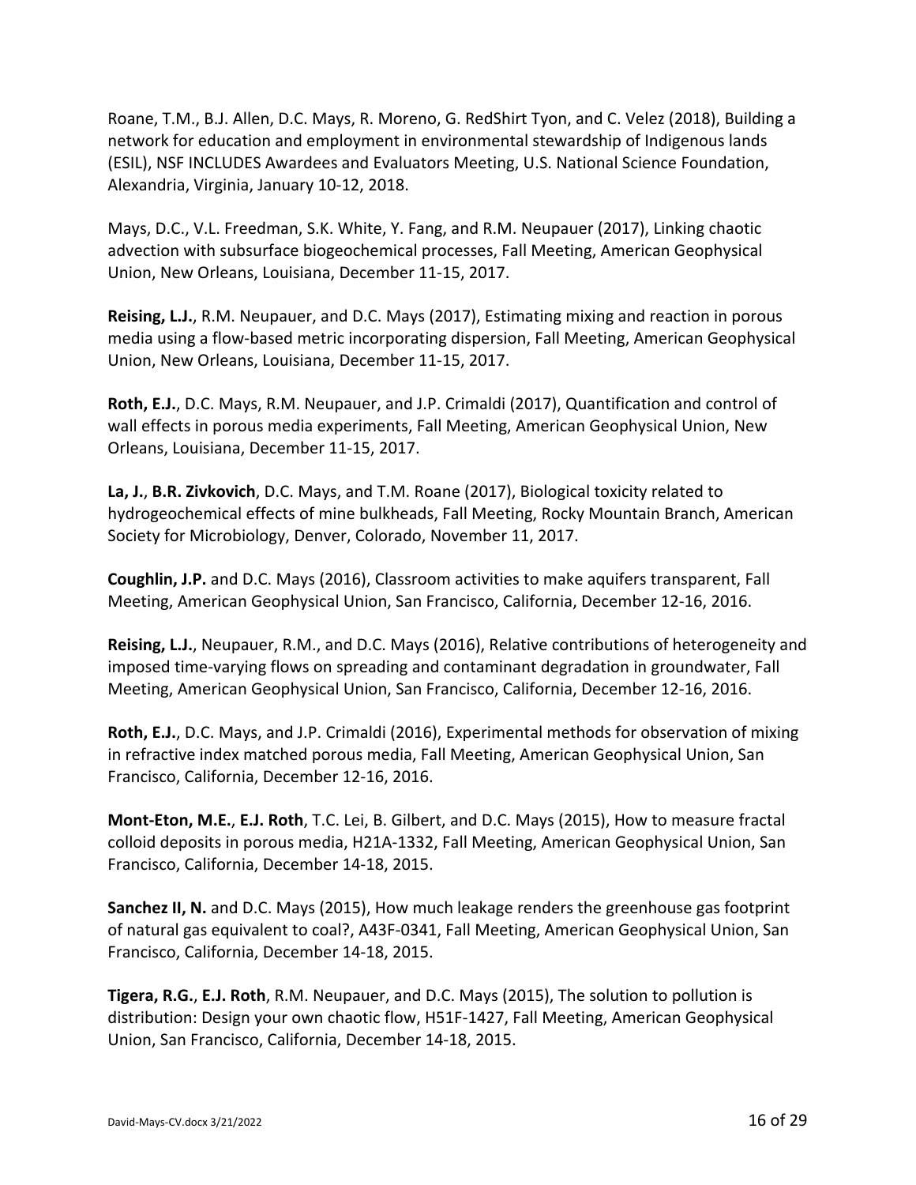Roane, T.M., B.J. Allen, D.C. Mays, R. Moreno, G. RedShirt Tyon, and C. Velez (2018), Building a network for education and employment in environmental stewardship of Indigenous lands (ESIL), NSF INCLUDES Awardees and Evaluators Meeting, U.S. National Science Foundation, Alexandria, Virginia, January 10-12, 2018.

Mays, D.C., V.L. Freedman, S.K. White, Y. Fang, and R.M. Neupauer (2017), Linking chaotic advection with subsurface biogeochemical processes, Fall Meeting, American Geophysical Union, New Orleans, Louisiana, December 11-15, 2017.

**Reising, L.J.**, R.M. Neupauer, and D.C. Mays (2017), Estimating mixing and reaction in porous media using a flow-based metric incorporating dispersion, Fall Meeting, American Geophysical Union, New Orleans, Louisiana, December 11-15, 2017.

**Roth, E.J.**, D.C. Mays, R.M. Neupauer, and J.P. Crimaldi (2017), Quantification and control of wall effects in porous media experiments, Fall Meeting, American Geophysical Union, New Orleans, Louisiana, December 11-15, 2017.

**La, J.**, **B.R. Zivkovich**, D.C. Mays, and T.M. Roane (2017), Biological toxicity related to hydrogeochemical effects of mine bulkheads, Fall Meeting, Rocky Mountain Branch, American Society for Microbiology, Denver, Colorado, November 11, 2017.

**Coughlin, J.P.** and D.C. Mays (2016), Classroom activities to make aquifers transparent, Fall Meeting, American Geophysical Union, San Francisco, California, December 12-16, 2016.

**Reising, L.J.**, Neupauer, R.M., and D.C. Mays (2016), Relative contributions of heterogeneity and imposed time-varying flows on spreading and contaminant degradation in groundwater, Fall Meeting, American Geophysical Union, San Francisco, California, December 12-16, 2016.

**Roth, E.J.**, D.C. Mays, and J.P. Crimaldi (2016), Experimental methods for observation of mixing in refractive index matched porous media, Fall Meeting, American Geophysical Union, San Francisco, California, December 12-16, 2016.

**Mont-Eton, M.E.**, **E.J. Roth**, T.C. Lei, B. Gilbert, and D.C. Mays (2015), How to measure fractal colloid deposits in porous media, H21A-1332, Fall Meeting, American Geophysical Union, San Francisco, California, December 14-18, 2015.

**Sanchez II, N.** and D.C. Mays (2015), How much leakage renders the greenhouse gas footprint of natural gas equivalent to coal?, A43F-0341, Fall Meeting, American Geophysical Union, San Francisco, California, December 14-18, 2015.

**Tigera, R.G.**, **E.J. Roth**, R.M. Neupauer, and D.C. Mays (2015), The solution to pollution is distribution: Design your own chaotic flow, H51F-1427, Fall Meeting, American Geophysical Union, San Francisco, California, December 14-18, 2015.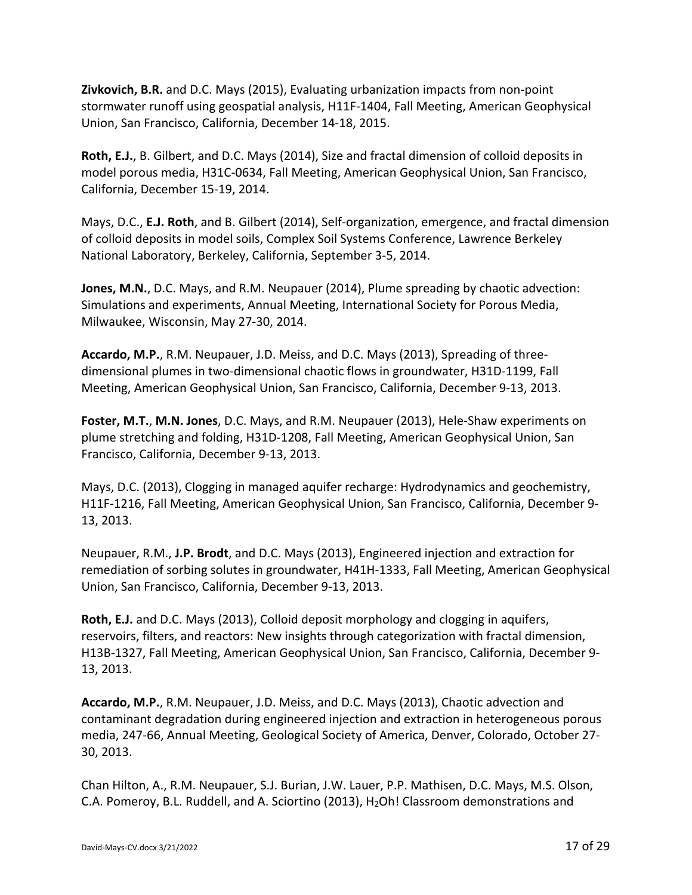**Zivkovich, B.R.** and D.C. Mays (2015), Evaluating urbanization impacts from non-point stormwater runoff using geospatial analysis, H11F-1404, Fall Meeting, American Geophysical Union, San Francisco, California, December 14-18, 2015.

**Roth, E.J.**, B. Gilbert, and D.C. Mays (2014), Size and fractal dimension of colloid deposits in model porous media, H31C-0634, Fall Meeting, American Geophysical Union, San Francisco, California, December 15-19, 2014.

Mays, D.C., **E.J. Roth**, and B. Gilbert (2014), Self-organization, emergence, and fractal dimension of colloid deposits in model soils, Complex Soil Systems Conference, Lawrence Berkeley National Laboratory, Berkeley, California, September 3-5, 2014.

**Jones, M.N.**, D.C. Mays, and R.M. Neupauer (2014), Plume spreading by chaotic advection: Simulations and experiments, Annual Meeting, International Society for Porous Media, Milwaukee, Wisconsin, May 27-30, 2014.

**Accardo, M.P.**, R.M. Neupauer, J.D. Meiss, and D.C. Mays (2013), Spreading of three-dimensional plumes in two-dimensional chaotic flows in groundwater, H31D-1199, Fall Meeting, American Geophysical Union, San Francisco, California, December 9-13, 2013.

**Foster, M.T.**, **M.N. Jones**, D.C. Mays, and R.M. Neupauer (2013), Hele-Shaw experiments on plume stretching and folding, H31D-1208, Fall Meeting, American Geophysical Union, San Francisco, California, December 9-13, 2013.

Mays, D.C. (2013), Clogging in managed aquifer recharge: Hydrodynamics and geochemistry, H11F-1216, Fall Meeting, American Geophysical Union, San Francisco, California, December 9-13, 2013.

Neupauer, R.M., **J.P. Brodt**, and D.C. Mays (2013), Engineered injection and extraction for remediation of sorbing solutes in groundwater, H41H-1333, Fall Meeting, American Geophysical Union, San Francisco, California, December 9-13, 2013.

**Roth, E.J.** and D.C. Mays (2013), Colloid deposit morphology and clogging in aquifers, reservoirs, filters, and reactors: New insights through categorization with fractal dimension, H13B-1327, Fall Meeting, American Geophysical Union, San Francisco, California, December 9-13, 2013.

**Accardo, M.P.**, R.M. Neupauer, J.D. Meiss, and D.C. Mays (2013), Chaotic advection and contaminant degradation during engineered injection and extraction in heterogeneous porous media, 247-66, Annual Meeting, Geological Society of America, Denver, Colorado, October 27-30, 2013.

Chan Hilton, A., R.M. Neupauer, S.J. Burian, J.W. Lauer, P.P. Mathisen, D.C. Mays, M.S. Olson, C.A. Pomeroy, B.L. Ruddell, and A. Sciortino (2013), $H_2$Oh! Classroom demonstrations and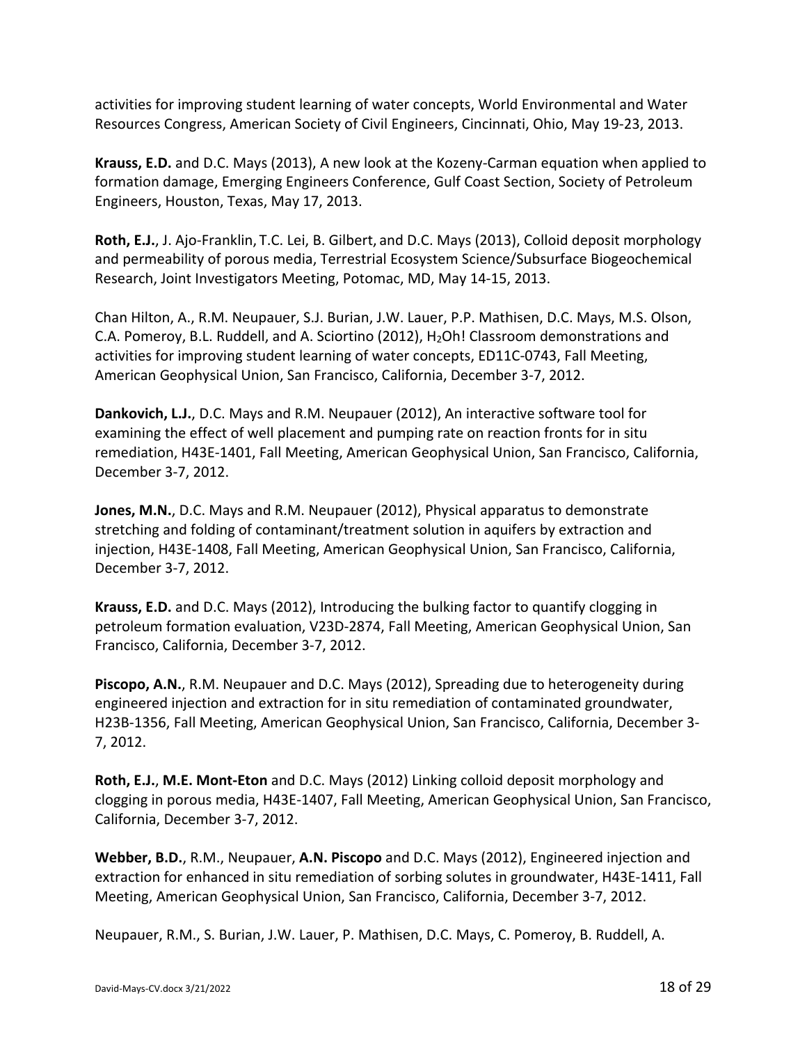activities for improving student learning of water concepts, World Environmental and Water Resources Congress, American Society of Civil Engineers, Cincinnati, Ohio, May 19-23, 2013.

**Krauss, E.D.** and D.C. Mays (2013), A new look at the Kozeny-Carman equation when applied to formation damage, Emerging Engineers Conference, Gulf Coast Section, Society of Petroleum Engineers, Houston, Texas, May 17, 2013.

**Roth, E.J.**, J. Ajo-Franklin, T.C. Lei, B. Gilbert, and D.C. Mays (2013), Colloid deposit morphology and permeability of porous media, Terrestrial Ecosystem Science/Subsurface Biogeochemical Research, Joint Investigators Meeting, Potomac, MD, May 14-15, 2013.

Chan Hilton, A., R.M. Neupauer, S.J. Burian, J.W. Lauer, P.P. Mathisen, D.C. Mays, M.S. Olson, C.A. Pomeroy, B.L. Ruddell, and A. Sciortino (2012), $H_2$Oh! Classroom demonstrations and activities for improving student learning of water concepts, ED11C-0743, Fall Meeting, American Geophysical Union, San Francisco, California, December 3-7, 2012.

**Dankovich, L.J.**, D.C. Mays and R.M. Neupauer (2012), An interactive software tool for examining the effect of well placement and pumping rate on reaction fronts for in situ remediation, H43E-1401, Fall Meeting, American Geophysical Union, San Francisco, California, December 3-7, 2012.

**Jones, M.N.**, D.C. Mays and R.M. Neupauer (2012), Physical apparatus to demonstrate stretching and folding of contaminant/treatment solution in aquifers by extraction and injection, H43E-1408, Fall Meeting, American Geophysical Union, San Francisco, California, December 3-7, 2012.

**Krauss, E.D.** and D.C. Mays (2012), Introducing the bulking factor to quantify clogging in petroleum formation evaluation, V23D-2874, Fall Meeting, American Geophysical Union, San Francisco, California, December 3-7, 2012.

**Piscopo, A.N.**, R.M. Neupauer and D.C. Mays (2012), Spreading due to heterogeneity during engineered injection and extraction for in situ remediation of contaminated groundwater, H23B-1356, Fall Meeting, American Geophysical Union, San Francisco, California, December 3-7, 2012.

**Roth, E.J.**, **M.E. Mont-Eton** and D.C. Mays (2012) Linking colloid deposit morphology and clogging in porous media, H43E-1407, Fall Meeting, American Geophysical Union, San Francisco, California, December 3-7, 2012.

**Webber, B.D.**, R.M., Neupauer, **A.N. Piscopo** and D.C. Mays (2012), Engineered injection and extraction for enhanced in situ remediation of sorbing solutes in groundwater, H43E-1411, Fall Meeting, American Geophysical Union, San Francisco, California, December 3-7, 2012.

Neupauer, R.M., S. Burian, J.W. Lauer, P. Mathisen, D.C. Mays, C. Pomeroy, B. Ruddell, A.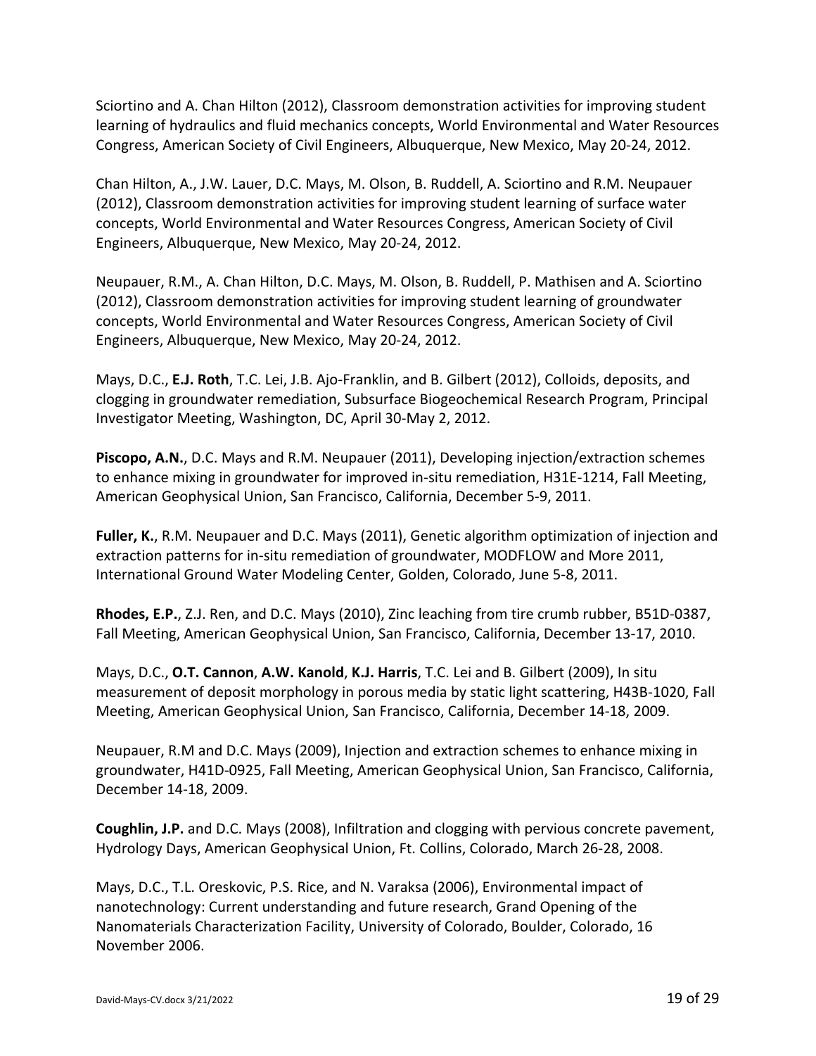Sciortino and A. Chan Hilton (2012), Classroom demonstration activities for improving student learning of hydraulics and fluid mechanics concepts, World Environmental and Water Resources Congress, American Society of Civil Engineers, Albuquerque, New Mexico, May 20-24, 2012.

Chan Hilton, A., J.W. Lauer, D.C. Mays, M. Olson, B. Ruddell, A. Sciortino and R.M. Neupauer (2012), Classroom demonstration activities for improving student learning of surface water concepts, World Environmental and Water Resources Congress, American Society of Civil Engineers, Albuquerque, New Mexico, May 20-24, 2012.

Neupauer, R.M., A. Chan Hilton, D.C. Mays, M. Olson, B. Ruddell, P. Mathisen and A. Sciortino (2012), Classroom demonstration activities for improving student learning of groundwater concepts, World Environmental and Water Resources Congress, American Society of Civil Engineers, Albuquerque, New Mexico, May 20-24, 2012.

Mays, D.C., **E.J. Roth**, T.C. Lei, J.B. Ajo-Franklin, and B. Gilbert (2012), Colloids, deposits, and clogging in groundwater remediation, Subsurface Biogeochemical Research Program, Principal Investigator Meeting, Washington, DC, April 30-May 2, 2012.

**Piscopo, A.N.**, D.C. Mays and R.M. Neupauer (2011), Developing injection/extraction schemes to enhance mixing in groundwater for improved in-situ remediation, H31E-1214, Fall Meeting, American Geophysical Union, San Francisco, California, December 5-9, 2011.

**Fuller, K.**, R.M. Neupauer and D.C. Mays (2011), Genetic algorithm optimization of injection and extraction patterns for in-situ remediation of groundwater, MODFLOW and More 2011, International Ground Water Modeling Center, Golden, Colorado, June 5-8, 2011.

**Rhodes, E.P.**, Z.J. Ren, and D.C. Mays (2010), Zinc leaching from tire crumb rubber, B51D-0387, Fall Meeting, American Geophysical Union, San Francisco, California, December 13-17, 2010.

Mays, D.C., **O.T. Cannon**, **A.W. Kanold**, **K.J. Harris**, T.C. Lei and B. Gilbert (2009), In situ measurement of deposit morphology in porous media by static light scattering, H43B-1020, Fall Meeting, American Geophysical Union, San Francisco, California, December 14-18, 2009.

Neupauer, R.M and D.C. Mays (2009), Injection and extraction schemes to enhance mixing in groundwater, H41D-0925, Fall Meeting, American Geophysical Union, San Francisco, California, December 14-18, 2009.

**Coughlin, J.P.** and D.C. Mays (2008), Infiltration and clogging with pervious concrete pavement, Hydrology Days, American Geophysical Union, Ft. Collins, Colorado, March 26-28, 2008.

Mays, D.C., T.L. Oreskovic, P.S. Rice, and N. Varaksa (2006), Environmental impact of nanotechnology: Current understanding and future research, Grand Opening of the Nanomaterials Characterization Facility, University of Colorado, Boulder, Colorado, 16 November 2006.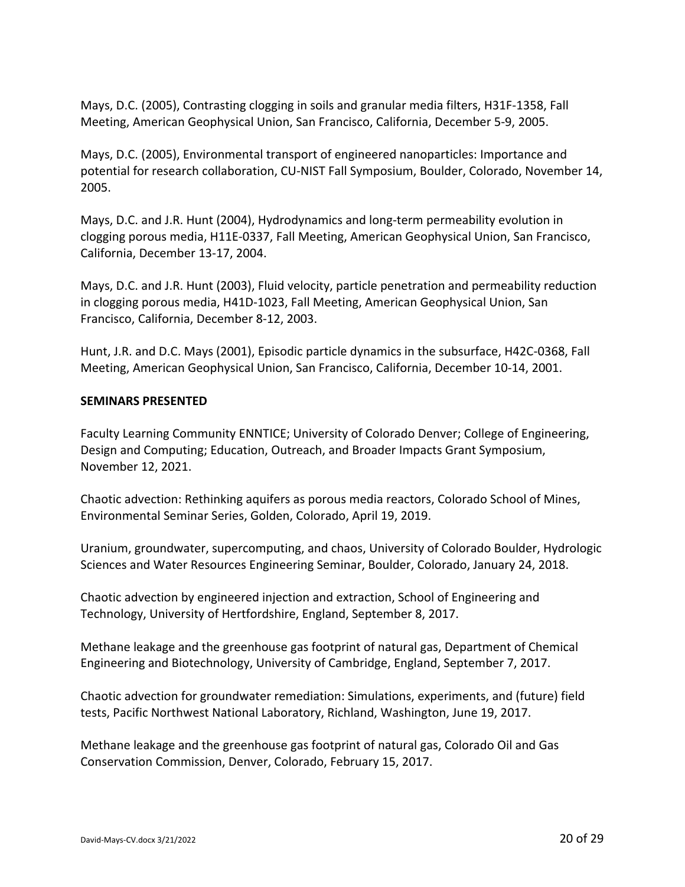Mays, D.C. (2005), Contrasting clogging in soils and granular media filters, H31F-1358, Fall Meeting, American Geophysical Union, San Francisco, California, December 5-9, 2005.

Mays, D.C. (2005), Environmental transport of engineered nanoparticles: Importance and potential for research collaboration, CU-NIST Fall Symposium, Boulder, Colorado, November 14, 2005.

Mays, D.C. and J.R. Hunt (2004), Hydrodynamics and long-term permeability evolution in clogging porous media, H11E-0337, Fall Meeting, American Geophysical Union, San Francisco, California, December 13-17, 2004.

Mays, D.C. and J.R. Hunt (2003), Fluid velocity, particle penetration and permeability reduction in clogging porous media, H41D-1023, Fall Meeting, American Geophysical Union, San Francisco, California, December 8-12, 2003.

Hunt, J.R. and D.C. Mays (2001), Episodic particle dynamics in the subsurface, H42C-0368, Fall Meeting, American Geophysical Union, San Francisco, California, December 10-14, 2001.

**SEMINARS PRESENTED**

Faculty Learning Community ENNTICE; University of Colorado Denver; College of Engineering, Design and Computing; Education, Outreach, and Broader Impacts Grant Symposium, November 12, 2021.

Chaotic advection: Rethinking aquifers as porous media reactors, Colorado School of Mines, Environmental Seminar Series, Golden, Colorado, April 19, 2019.

Uranium, groundwater, supercomputing, and chaos, University of Colorado Boulder, Hydrologic Sciences and Water Resources Engineering Seminar, Boulder, Colorado, January 24, 2018.

Chaotic advection by engineered injection and extraction, School of Engineering and Technology, University of Hertfordshire, England, September 8, 2017.

Methane leakage and the greenhouse gas footprint of natural gas, Department of Chemical Engineering and Biotechnology, University of Cambridge, England, September 7, 2017.

Chaotic advection for groundwater remediation: Simulations, experiments, and (future) field tests, Pacific Northwest National Laboratory, Richland, Washington, June 19, 2017.

Methane leakage and the greenhouse gas footprint of natural gas, Colorado Oil and Gas Conservation Commission, Denver, Colorado, February 15, 2017.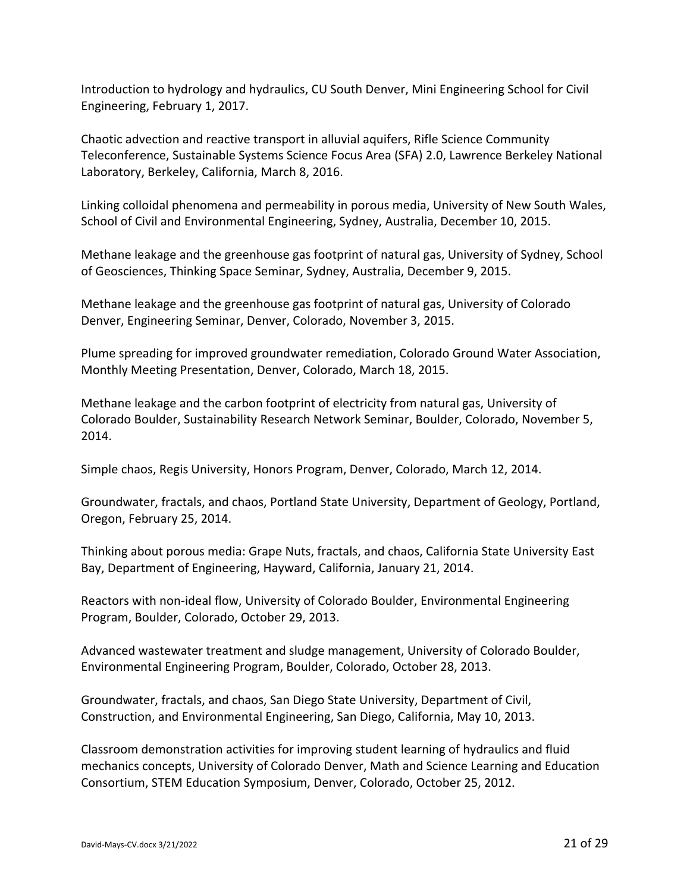Introduction to hydrology and hydraulics, CU South Denver, Mini Engineering School for Civil Engineering, February 1, 2017.

Chaotic advection and reactive transport in alluvial aquifers, Rifle Science Community Teleconference, Sustainable Systems Science Focus Area (SFA) 2.0, Lawrence Berkeley National Laboratory, Berkeley, California, March 8, 2016.

Linking colloidal phenomena and permeability in porous media, University of New South Wales, School of Civil and Environmental Engineering, Sydney, Australia, December 10, 2015.

Methane leakage and the greenhouse gas footprint of natural gas, University of Sydney, School of Geosciences, Thinking Space Seminar, Sydney, Australia, December 9, 2015.

Methane leakage and the greenhouse gas footprint of natural gas, University of Colorado Denver, Engineering Seminar, Denver, Colorado, November 3, 2015.

Plume spreading for improved groundwater remediation, Colorado Ground Water Association, Monthly Meeting Presentation, Denver, Colorado, March 18, 2015.

Methane leakage and the carbon footprint of electricity from natural gas, University of Colorado Boulder, Sustainability Research Network Seminar, Boulder, Colorado, November 5, 2014.

Simple chaos, Regis University, Honors Program, Denver, Colorado, March 12, 2014.

Groundwater, fractals, and chaos, Portland State University, Department of Geology, Portland, Oregon, February 25, 2014.

Thinking about porous media: Grape Nuts, fractals, and chaos, California State University East Bay, Department of Engineering, Hayward, California, January 21, 2014.

Reactors with non-ideal flow, University of Colorado Boulder, Environmental Engineering Program, Boulder, Colorado, October 29, 2013.

Advanced wastewater treatment and sludge management, University of Colorado Boulder, Environmental Engineering Program, Boulder, Colorado, October 28, 2013.

Groundwater, fractals, and chaos, San Diego State University, Department of Civil, Construction, and Environmental Engineering, San Diego, California, May 10, 2013.

Classroom demonstration activities for improving student learning of hydraulics and fluid mechanics concepts, University of Colorado Denver, Math and Science Learning and Education Consortium, STEM Education Symposium, Denver, Colorado, October 25, 2012.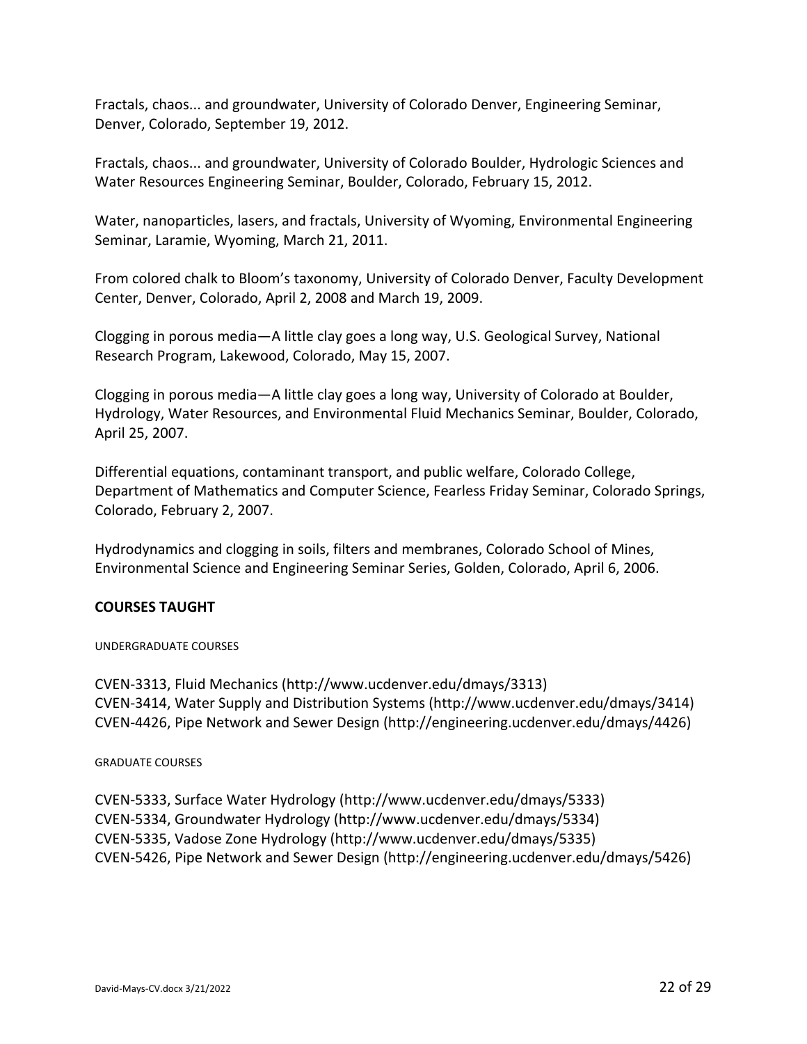Fractals, chaos... and groundwater, University of Colorado Denver, Engineering Seminar, Denver, Colorado, September 19, 2012.

Fractals, chaos... and groundwater, University of Colorado Boulder, Hydrologic Sciences and Water Resources Engineering Seminar, Boulder, Colorado, February 15, 2012.

Water, nanoparticles, lasers, and fractals, University of Wyoming, Environmental Engineering Seminar, Laramie, Wyoming, March 21, 2011.

From colored chalk to Bloom's taxonomy, University of Colorado Denver, Faculty Development Center, Denver, Colorado, April 2, 2008 and March 19, 2009.

Clogging in porous media—A little clay goes a long way, U.S. Geological Survey, National Research Program, Lakewood, Colorado, May 15, 2007.

Clogging in porous media—A little clay goes a long way, University of Colorado at Boulder, Hydrology, Water Resources, and Environmental Fluid Mechanics Seminar, Boulder, Colorado, April 25, 2007.

Differential equations, contaminant transport, and public welfare, Colorado College, Department of Mathematics and Computer Science, Fearless Friday Seminar, Colorado Springs, Colorado, February 2, 2007.

Hydrodynamics and clogging in soils, filters and membranes, Colorado School of Mines, Environmental Science and Engineering Seminar Series, Golden, Colorado, April 6, 2006.

## COURSES TAUGHT

### UNDERGRADUATE COURSES

CVEN-3313, Fluid Mechanics (http://www.ucdenver.edu/dmays/3313)
CVEN-3414, Water Supply and Distribution Systems (http://www.ucdenver.edu/dmays/3414)
CVEN-4426, Pipe Network and Sewer Design (http://engineering.ucdenver.edu/dmays/4426)

### GRADUATE COURSES

CVEN-5333, Surface Water Hydrology (http://www.ucdenver.edu/dmays/5333)
CVEN-5334, Groundwater Hydrology (http://www.ucdenver.edu/dmays/5334)
CVEN-5335, Vadose Zone Hydrology (http://www.ucdenver.edu/dmays/5335)
CVEN-5426, Pipe Network and Sewer Design (http://engineering.ucdenver.edu/dmays/5426)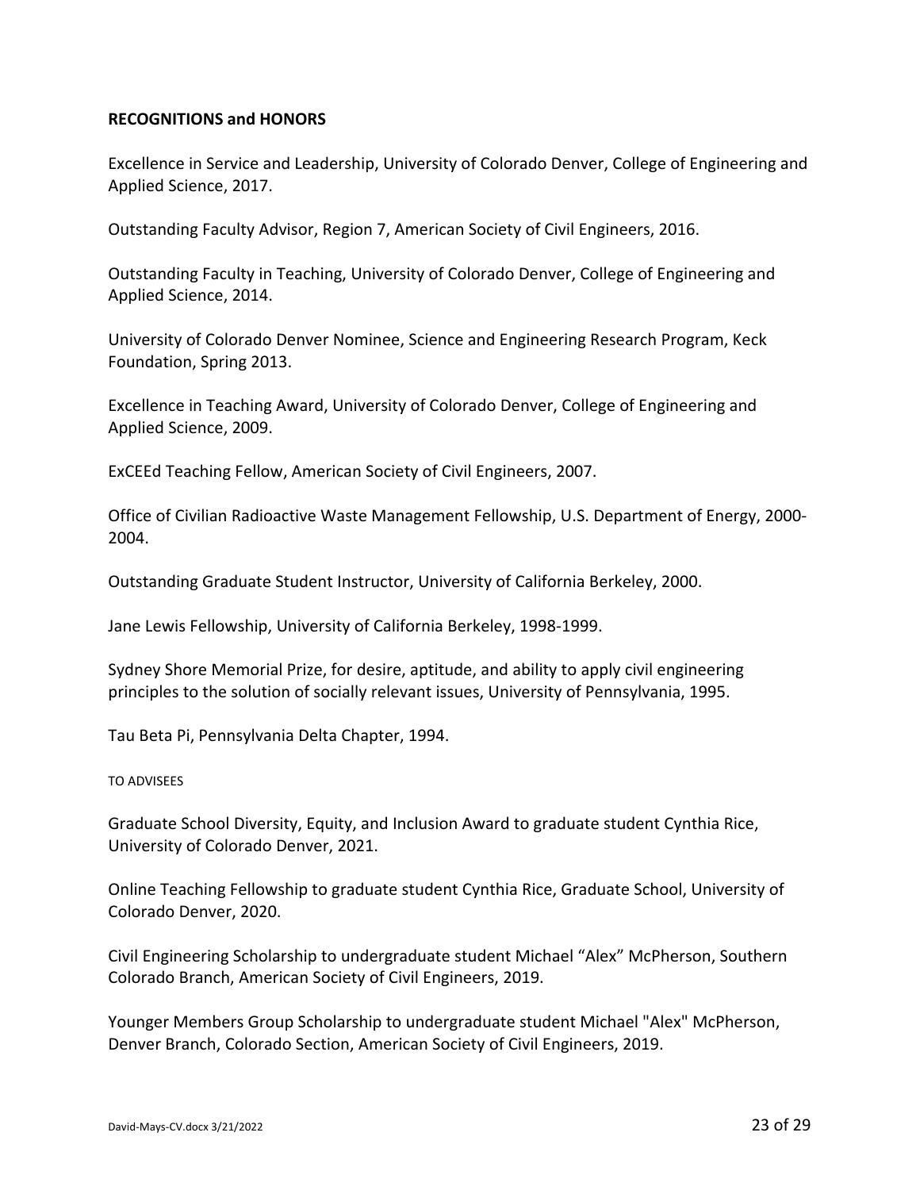## RECOGNITIONS and HONORS

Excellence in Service and Leadership, University of Colorado Denver, College of Engineering and Applied Science, 2017.

Outstanding Faculty Advisor, Region 7, American Society of Civil Engineers, 2016.

Outstanding Faculty in Teaching, University of Colorado Denver, College of Engineering and Applied Science, 2014.

University of Colorado Denver Nominee, Science and Engineering Research Program, Keck Foundation, Spring 2013.

Excellence in Teaching Award, University of Colorado Denver, College of Engineering and Applied Science, 2009.

ExCEEd Teaching Fellow, American Society of Civil Engineers, 2007.

Office of Civilian Radioactive Waste Management Fellowship, U.S. Department of Energy, 2000-2004.

Outstanding Graduate Student Instructor, University of California Berkeley, 2000.

Jane Lewis Fellowship, University of California Berkeley, 1998-1999.

Sydney Shore Memorial Prize, for desire, aptitude, and ability to apply civil engineering principles to the solution of socially relevant issues, University of Pennsylvania, 1995.

Tau Beta Pi, Pennsylvania Delta Chapter, 1994.

### TO ADVISEES

Graduate School Diversity, Equity, and Inclusion Award to graduate student Cynthia Rice, University of Colorado Denver, 2021.

Online Teaching Fellowship to graduate student Cynthia Rice, Graduate School, University of Colorado Denver, 2020.

Civil Engineering Scholarship to undergraduate student Michael "Alex" McPherson, Southern Colorado Branch, American Society of Civil Engineers, 2019.

Younger Members Group Scholarship to undergraduate student Michael "Alex" McPherson, Denver Branch, Colorado Section, American Society of Civil Engineers, 2019.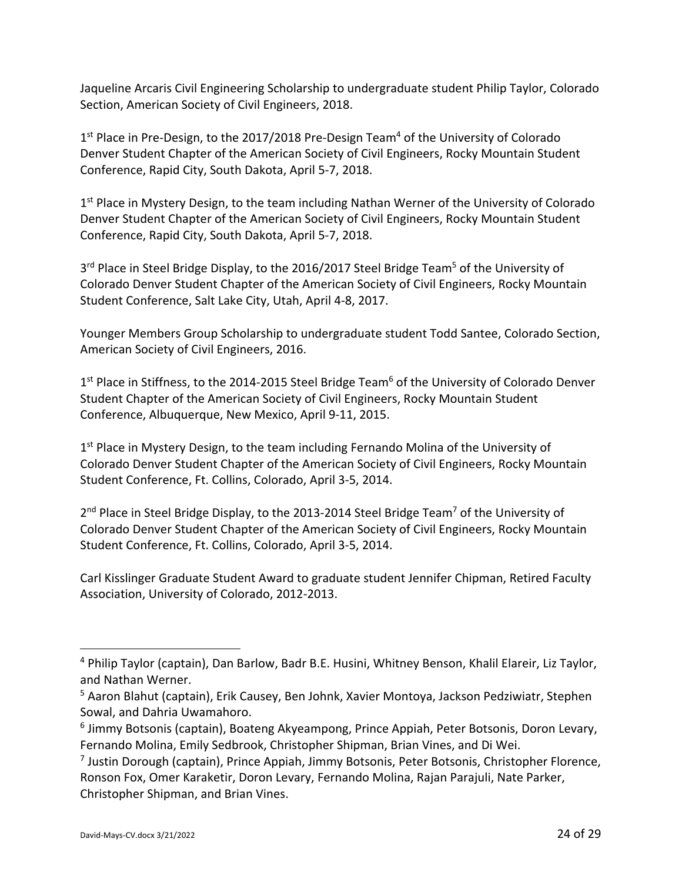Jaqueline Arcaris Civil Engineering Scholarship to undergraduate student Philip Taylor, Colorado Section, American Society of Civil Engineers, 2018.

1st Place in Pre-Design, to the 2017/2018 Pre-Design Team[4] of the University of Colorado Denver Student Chapter of the American Society of Civil Engineers, Rocky Mountain Student Conference, Rapid City, South Dakota, April 5-7, 2018.

1st Place in Mystery Design, to the team including Nathan Werner of the University of Colorado Denver Student Chapter of the American Society of Civil Engineers, Rocky Mountain Student Conference, Rapid City, South Dakota, April 5-7, 2018.

3rd Place in Steel Bridge Display, to the 2016/2017 Steel Bridge Team[5] of the University of Colorado Denver Student Chapter of the American Society of Civil Engineers, Rocky Mountain Student Conference, Salt Lake City, Utah, April 4-8, 2017.

Younger Members Group Scholarship to undergraduate student Todd Santee, Colorado Section, American Society of Civil Engineers, 2016.

1st Place in Stiffness, to the 2014-2015 Steel Bridge Team[6] of the University of Colorado Denver Student Chapter of the American Society of Civil Engineers, Rocky Mountain Student Conference, Albuquerque, New Mexico, April 9-11, 2015.

1st Place in Mystery Design, to the team including Fernando Molina of the University of Colorado Denver Student Chapter of the American Society of Civil Engineers, Rocky Mountain Student Conference, Ft. Collins, Colorado, April 3-5, 2014.

2nd Place in Steel Bridge Display, to the 2013-2014 Steel Bridge Team[7] of the University of Colorado Denver Student Chapter of the American Society of Civil Engineers, Rocky Mountain Student Conference, Ft. Collins, Colorado, April 3-5, 2014.

Carl Kisslinger Graduate Student Award to graduate student Jennifer Chipman, Retired Faculty Association, University of Colorado, 2012-2013.

---

[4] Philip Taylor (captain), Dan Barlow, Badr B.E. Husini, Whitney Benson, Khalil Elareir, Liz Taylor, and Nathan Werner.

[5] Aaron Blahut (captain), Erik Causey, Ben Johnk, Xavier Montoya, Jackson Pedziwiatr, Stephen Sowal, and Dahria Uwamahoro.

[6] Jimmy Botsonis (captain), Boateng Akyeampong, Prince Appiah, Peter Botsonis, Doron Levary, Fernando Molina, Emily Sedbrook, Christopher Shipman, Brian Vines, and Di Wei.

[7] Justin Dorough (captain), Prince Appiah, Jimmy Botsonis, Peter Botsonis, Christopher Florence, Ronson Fox, Omer Karaketir, Doron Levary, Fernando Molina, Rajan Parajuli, Nate Parker, Christopher Shipman, and Brian Vines.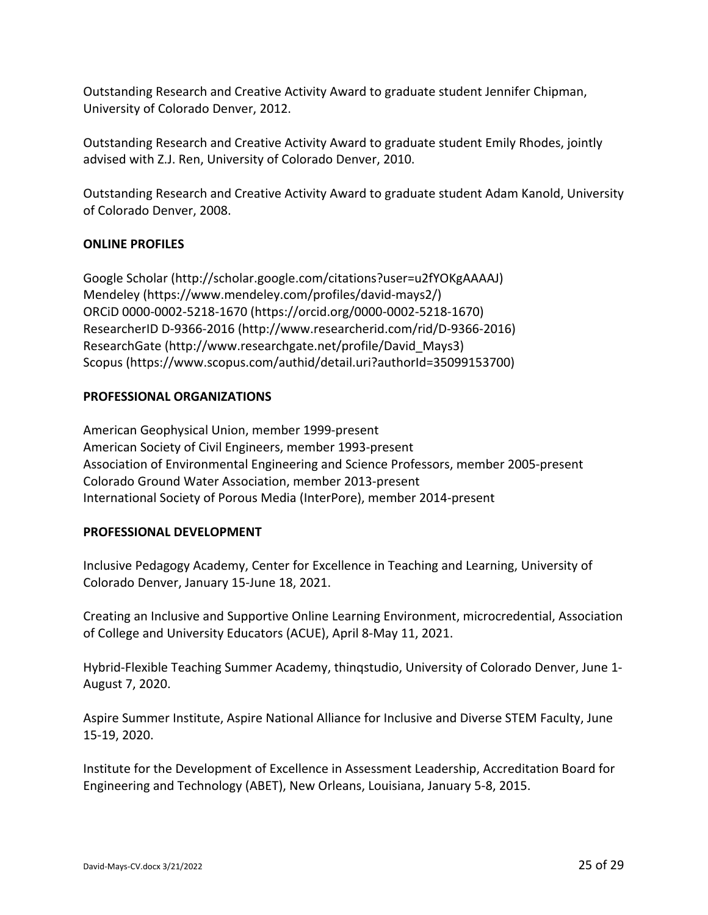Outstanding Research and Creative Activity Award to graduate student Jennifer Chipman, University of Colorado Denver, 2012.

Outstanding Research and Creative Activity Award to graduate student Emily Rhodes, jointly advised with Z.J. Ren, University of Colorado Denver, 2010.

Outstanding Research and Creative Activity Award to graduate student Adam Kanold, University of Colorado Denver, 2008.

**ONLINE PROFILES**

Google Scholar (http://scholar.google.com/citations?user=u2fYOKgAAAAJ)
Mendeley (https://www.mendeley.com/profiles/david-mays2/)
ORCiD 0000-0002-5218-1670 (https://orcid.org/0000-0002-5218-1670)
ResearcherID D-9366-2016 (http://www.researcherid.com/rid/D-9366-2016)
ResearchGate (http://www.researchgate.net/profile/David_Mays3)
Scopus (https://www.scopus.com/authid/detail.uri?authorId=35099153700)

**PROFESSIONAL ORGANIZATIONS**

American Geophysical Union, member 1999-present
American Society of Civil Engineers, member 1993-present
Association of Environmental Engineering and Science Professors, member 2005-present
Colorado Ground Water Association, member 2013-present
International Society of Porous Media (InterPore), member 2014-present

**PROFESSIONAL DEVELOPMENT**

Inclusive Pedagogy Academy, Center for Excellence in Teaching and Learning, University of Colorado Denver, January 15-June 18, 2021.

Creating an Inclusive and Supportive Online Learning Environment, microcredential, Association of College and University Educators (ACUE), April 8-May 11, 2021.

Hybrid-Flexible Teaching Summer Academy, thinqstudio, University of Colorado Denver, June 1-August 7, 2020.

Aspire Summer Institute, Aspire National Alliance for Inclusive and Diverse STEM Faculty, June 15-19, 2020.

Institute for the Development of Excellence in Assessment Leadership, Accreditation Board for Engineering and Technology (ABET), New Orleans, Louisiana, January 5-8, 2015.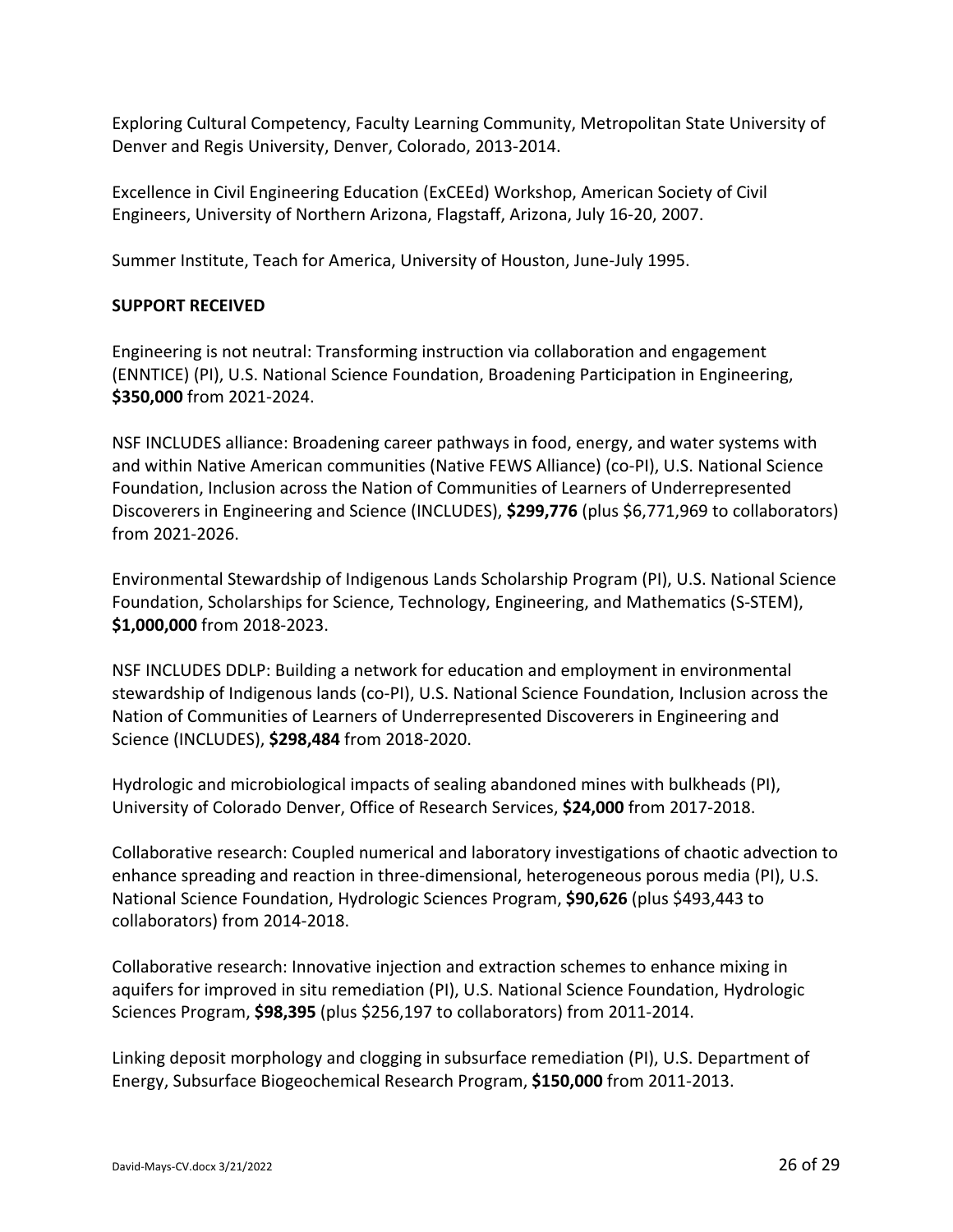Exploring Cultural Competency, Faculty Learning Community, Metropolitan State University of Denver and Regis University, Denver, Colorado, 2013-2014.

Excellence in Civil Engineering Education (ExCEEd) Workshop, American Society of Civil Engineers, University of Northern Arizona, Flagstaff, Arizona, July 16-20, 2007.

Summer Institute, Teach for America, University of Houston, June-July 1995.

**SUPPORT RECEIVED**

Engineering is not neutral: Transforming instruction via collaboration and engagement (ENNTICE) (PI), U.S. National Science Foundation, Broadening Participation in Engineering, **$350,000** from 2021-2024.

NSF INCLUDES alliance: Broadening career pathways in food, energy, and water systems with and within Native American communities (Native FEWS Alliance) (co-PI), U.S. National Science Foundation, Inclusion across the Nation of Communities of Learners of Underrepresented Discoverers in Engineering and Science (INCLUDES), **$299,776** (plus $6,771,969 to collaborators) from 2021-2026.

Environmental Stewardship of Indigenous Lands Scholarship Program (PI), U.S. National Science Foundation, Scholarships for Science, Technology, Engineering, and Mathematics (S-STEM), **$1,000,000** from 2018-2023.

NSF INCLUDES DDLP: Building a network for education and employment in environmental stewardship of Indigenous lands (co-PI), U.S. National Science Foundation, Inclusion across the Nation of Communities of Learners of Underrepresented Discoverers in Engineering and Science (INCLUDES), **$298,484** from 2018-2020.

Hydrologic and microbiological impacts of sealing abandoned mines with bulkheads (PI), University of Colorado Denver, Office of Research Services, **$24,000** from 2017-2018.

Collaborative research: Coupled numerical and laboratory investigations of chaotic advection to enhance spreading and reaction in three-dimensional, heterogeneous porous media (PI), U.S. National Science Foundation, Hydrologic Sciences Program, **$90,626** (plus $493,443 to collaborators) from 2014-2018.

Collaborative research: Innovative injection and extraction schemes to enhance mixing in aquifers for improved in situ remediation (PI), U.S. National Science Foundation, Hydrologic Sciences Program, **$98,395** (plus $256,197 to collaborators) from 2011-2014.

Linking deposit morphology and clogging in subsurface remediation (PI), U.S. Department of Energy, Subsurface Biogeochemical Research Program, **$150,000** from 2011-2013.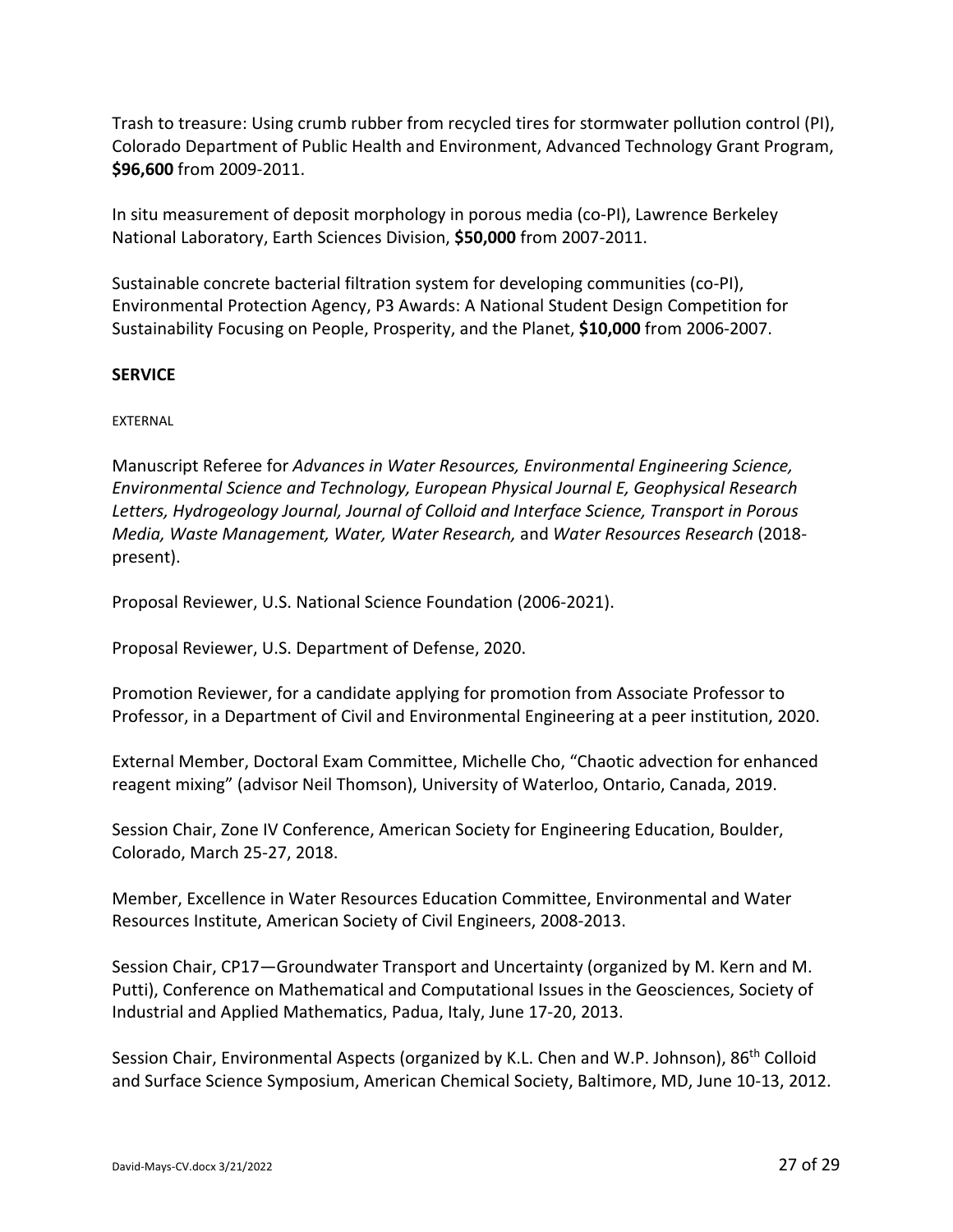Trash to treasure: Using crumb rubber from recycled tires for stormwater pollution control (PI), Colorado Department of Public Health and Environment, Advanced Technology Grant Program, **$96,600** from 2009-2011.

In situ measurement of deposit morphology in porous media (co-PI), Lawrence Berkeley National Laboratory, Earth Sciences Division, **$50,000** from 2007-2011.

Sustainable concrete bacterial filtration system for developing communities (co-PI), Environmental Protection Agency, P3 Awards: A National Student Design Competition for Sustainability Focusing on People, Prosperity, and the Planet, **$10,000** from 2006-2007.

## SERVICE

### EXTERNAL

Manuscript Referee for *Advances in Water Resources, Environmental Engineering Science, Environmental Science and Technology, European Physical Journal E, Geophysical Research Letters, Hydrogeology Journal, Journal of Colloid and Interface Science, Transport in Porous Media, Waste Management, Water, Water Research,* and *Water Resources Research* (2018-present).

Proposal Reviewer, U.S. National Science Foundation (2006-2021).

Proposal Reviewer, U.S. Department of Defense, 2020.

Promotion Reviewer, for a candidate applying for promotion from Associate Professor to Professor, in a Department of Civil and Environmental Engineering at a peer institution, 2020.

External Member, Doctoral Exam Committee, Michelle Cho, "Chaotic advection for enhanced reagent mixing" (advisor Neil Thomson), University of Waterloo, Ontario, Canada, 2019.

Session Chair, Zone IV Conference, American Society for Engineering Education, Boulder, Colorado, March 25-27, 2018.

Member, Excellence in Water Resources Education Committee, Environmental and Water Resources Institute, American Society of Civil Engineers, 2008-2013.

Session Chair, CP17—Groundwater Transport and Uncertainty (organized by M. Kern and M. Putti), Conference on Mathematical and Computational Issues in the Geosciences, Society of Industrial and Applied Mathematics, Padua, Italy, June 17-20, 2013.

Session Chair, Environmental Aspects (organized by K.L. Chen and W.P. Johnson), 86th Colloid and Surface Science Symposium, American Chemical Society, Baltimore, MD, June 10-13, 2012.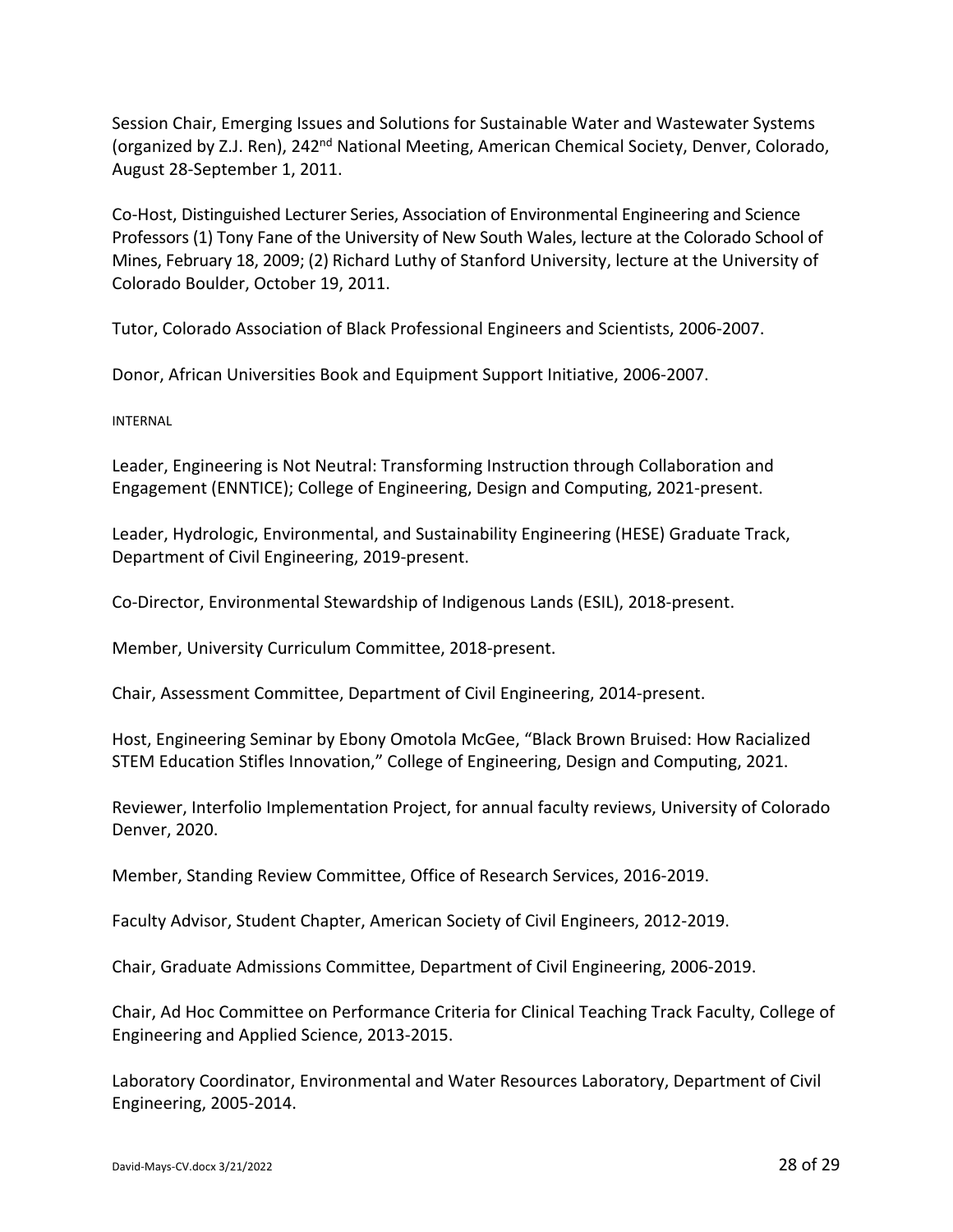Session Chair, Emerging Issues and Solutions for Sustainable Water and Wastewater Systems (organized by Z.J. Ren), 242nd National Meeting, American Chemical Society, Denver, Colorado, August 28-September 1, 2011.

Co-Host, Distinguished Lecturer Series, Association of Environmental Engineering and Science Professors (1) Tony Fane of the University of New South Wales, lecture at the Colorado School of Mines, February 18, 2009; (2) Richard Luthy of Stanford University, lecture at the University of Colorado Boulder, October 19, 2011.

Tutor, Colorado Association of Black Professional Engineers and Scientists, 2006-2007.

Donor, African Universities Book and Equipment Support Initiative, 2006-2007.

INTERNAL

Leader, Engineering is Not Neutral: Transforming Instruction through Collaboration and Engagement (ENNTICE); College of Engineering, Design and Computing, 2021-present.

Leader, Hydrologic, Environmental, and Sustainability Engineering (HESE) Graduate Track, Department of Civil Engineering, 2019-present.

Co-Director, Environmental Stewardship of Indigenous Lands (ESIL), 2018-present.

Member, University Curriculum Committee, 2018-present.

Chair, Assessment Committee, Department of Civil Engineering, 2014-present.

Host, Engineering Seminar by Ebony Omotola McGee, "Black Brown Bruised: How Racialized STEM Education Stifles Innovation," College of Engineering, Design and Computing, 2021.

Reviewer, Interfolio Implementation Project, for annual faculty reviews, University of Colorado Denver, 2020.

Member, Standing Review Committee, Office of Research Services, 2016-2019.

Faculty Advisor, Student Chapter, American Society of Civil Engineers, 2012-2019.

Chair, Graduate Admissions Committee, Department of Civil Engineering, 2006-2019.

Chair, Ad Hoc Committee on Performance Criteria for Clinical Teaching Track Faculty, College of Engineering and Applied Science, 2013-2015.

Laboratory Coordinator, Environmental and Water Resources Laboratory, Department of Civil Engineering, 2005-2014.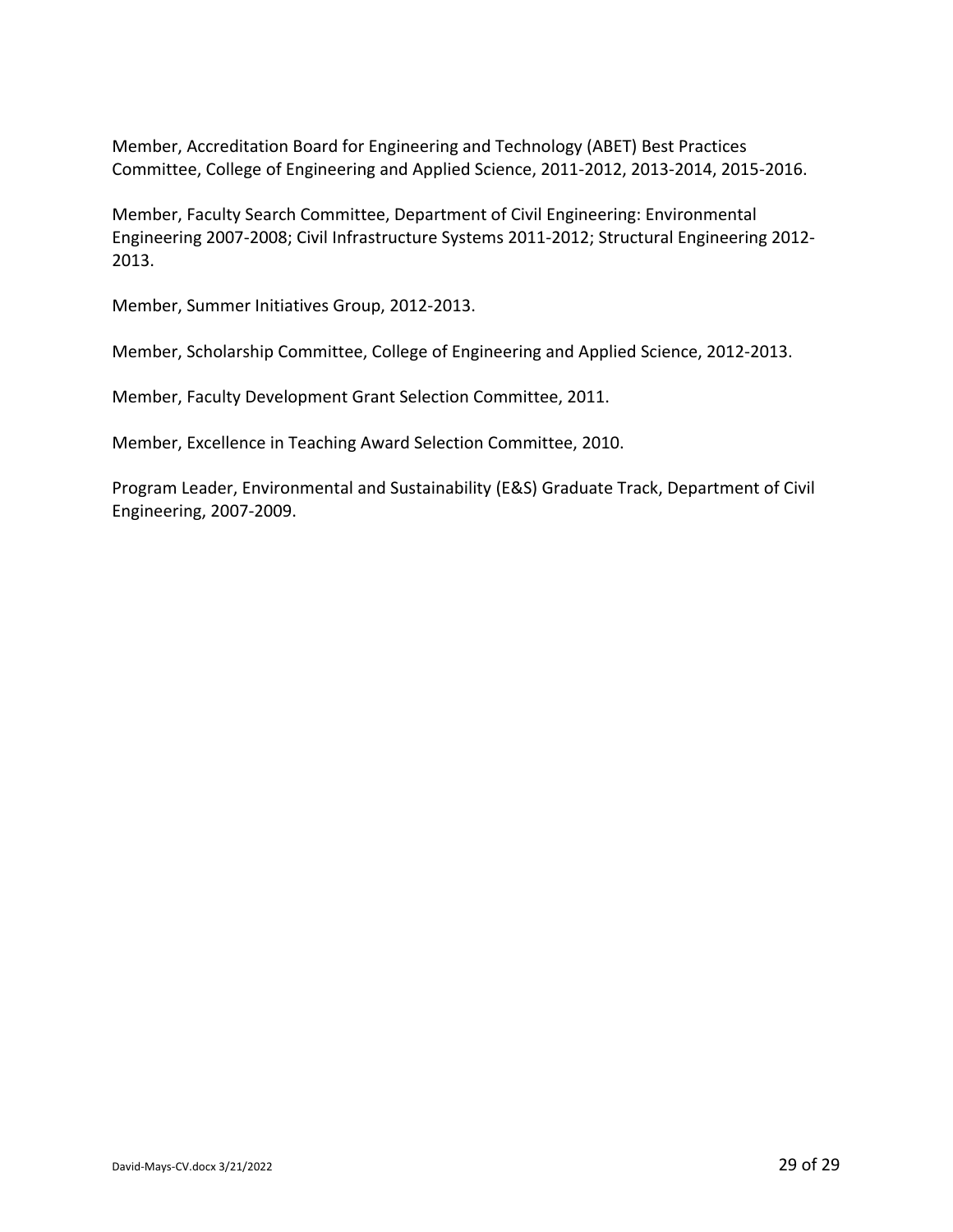Member, Accreditation Board for Engineering and Technology (ABET) Best Practices Committee, College of Engineering and Applied Science, 2011-2012, 2013-2014, 2015-2016.

Member, Faculty Search Committee, Department of Civil Engineering: Environmental Engineering 2007-2008; Civil Infrastructure Systems 2011-2012; Structural Engineering 2012-2013.

Member, Summer Initiatives Group, 2012-2013.

Member, Scholarship Committee, College of Engineering and Applied Science, 2012-2013.

Member, Faculty Development Grant Selection Committee, 2011.

Member, Excellence in Teaching Award Selection Committee, 2010.

Program Leader, Environmental and Sustainability (E&S) Graduate Track, Department of Civil Engineering, 2007-2009.